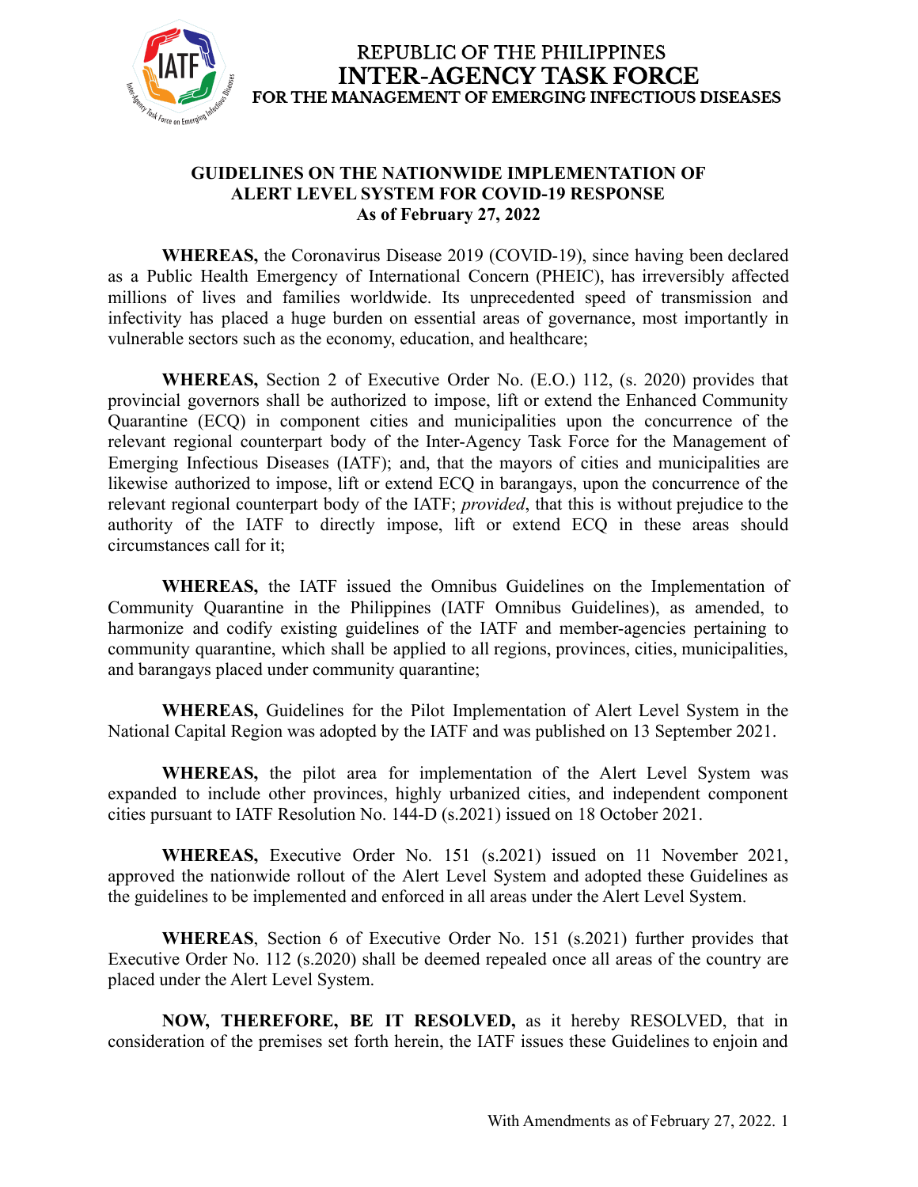REPUBLIC OF THE PHILIPPINES
**INTER-AGENCY TASK FORCE**
**FOR THE MANAGEMENT OF EMERGING INFECTIOUS DISEASES**

# GUIDELINES ON THE NATIONWIDE IMPLEMENTATION OF ALERT LEVEL SYSTEM FOR COVID-19 RESPONSE
## As of February 27, 2022

**WHEREAS,** the Coronavirus Disease 2019 (COVID-19), since having been declared as a Public Health Emergency of International Concern (PHEIC), has irreversibly affected millions of lives and families worldwide. Its unprecedented speed of transmission and infectivity has placed a huge burden on essential areas of governance, most importantly in vulnerable sectors such as the economy, education, and healthcare;

**WHEREAS,** Section 2 of Executive Order No. (E.O.) 112, (s. 2020) provides that provincial governors shall be authorized to impose, lift or extend the Enhanced Community Quarantine (ECQ) in component cities and municipalities upon the concurrence of the relevant regional counterpart body of the Inter-Agency Task Force for the Management of Emerging Infectious Diseases (IATF); and, that the mayors of cities and municipalities are likewise authorized to impose, lift or extend ECQ in barangays, upon the concurrence of the relevant regional counterpart body of the IATF; *provided*, that this is without prejudice to the authority of the IATF to directly impose, lift or extend ECQ in these areas should circumstances call for it;

**WHEREAS,** the IATF issued the Omnibus Guidelines on the Implementation of Community Quarantine in the Philippines (IATF Omnibus Guidelines), as amended, to harmonize and codify existing guidelines of the IATF and member-agencies pertaining to community quarantine, which shall be applied to all regions, provinces, cities, municipalities, and barangays placed under community quarantine;

**WHEREAS,** Guidelines for the Pilot Implementation of Alert Level System in the National Capital Region was adopted by the IATF and was published on 13 September 2021.

**WHEREAS,** the pilot area for implementation of the Alert Level System was expanded to include other provinces, highly urbanized cities, and independent component cities pursuant to IATF Resolution No. 144-D (s.2021) issued on 18 October 2021.

**WHEREAS,** Executive Order No. 151 (s.2021) issued on 11 November 2021, approved the nationwide rollout of the Alert Level System and adopted these Guidelines as the guidelines to be implemented and enforced in all areas under the Alert Level System.

**WHEREAS**, Section 6 of Executive Order No. 151 (s.2021) further provides that Executive Order No. 112 (s.2020) shall be deemed repealed once all areas of the country are placed under the Alert Level System.

**NOW, THEREFORE, BE IT RESOLVED,** as it hereby RESOLVED, that in consideration of the premises set forth herein, the IATF issues these Guidelines to enjoin and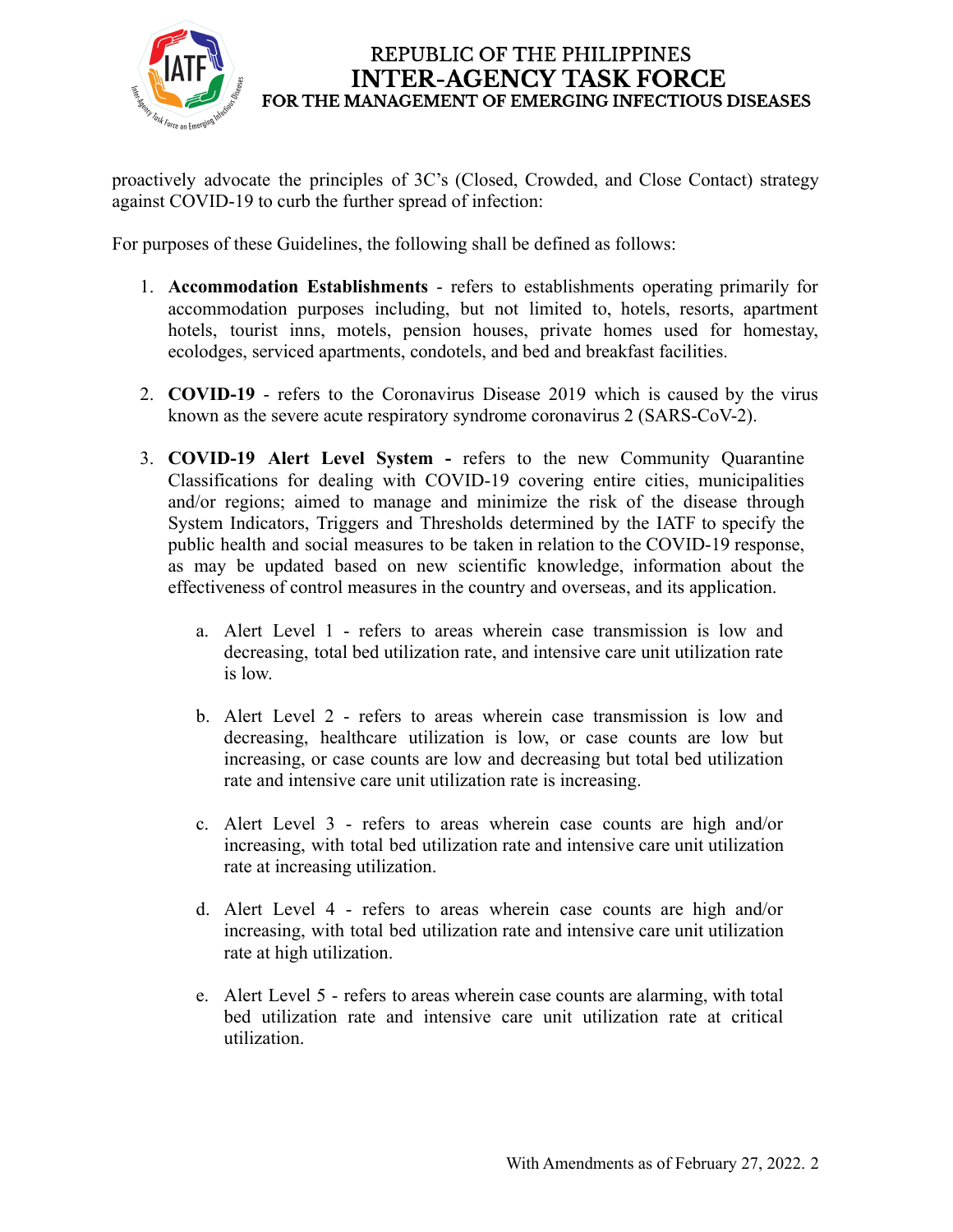proactively advocate the principles of 3C's (Closed, Crowded, and Close Contact) strategy against COVID-19 to curb the further spread of infection:

For purposes of these Guidelines, the following shall be defined as follows:

1. **Accommodation Establishments** - refers to establishments operating primarily for accommodation purposes including, but not limited to, hotels, resorts, apartment hotels, tourist inns, motels, pension houses, private homes used for homestay, ecolodges, serviced apartments, condotels, and bed and breakfast facilities.

2. **COVID-19** - refers to the Coronavirus Disease 2019 which is caused by the virus known as the severe acute respiratory syndrome coronavirus 2 (SARS-CoV-2).

3. **COVID-19 Alert Level System -** refers to the new Community Quarantine Classifications for dealing with COVID-19 covering entire cities, municipalities and/or regions; aimed to manage and minimize the risk of the disease through System Indicators, Triggers and Thresholds determined by the IATF to specify the public health and social measures to be taken in relation to the COVID-19 response, as may be updated based on new scientific knowledge, information about the effectiveness of control measures in the country and overseas, and its application.

    a. Alert Level 1 - refers to areas wherein case transmission is low and decreasing, total bed utilization rate, and intensive care unit utilization rate is low.

    b. Alert Level 2 - refers to areas wherein case transmission is low and decreasing, healthcare utilization is low, or case counts are low but increasing, or case counts are low and decreasing but total bed utilization rate and intensive care unit utilization rate is increasing.

    c. Alert Level 3 - refers to areas wherein case counts are high and/or increasing, with total bed utilization rate and intensive care unit utilization rate at increasing utilization.

    d. Alert Level 4 - refers to areas wherein case counts are high and/or increasing, with total bed utilization rate and intensive care unit utilization rate at high utilization.

    e. Alert Level 5 - refers to areas wherein case counts are alarming, with total bed utilization rate and intensive care unit utilization rate at critical utilization.

With Amendments as of February 27, 2022.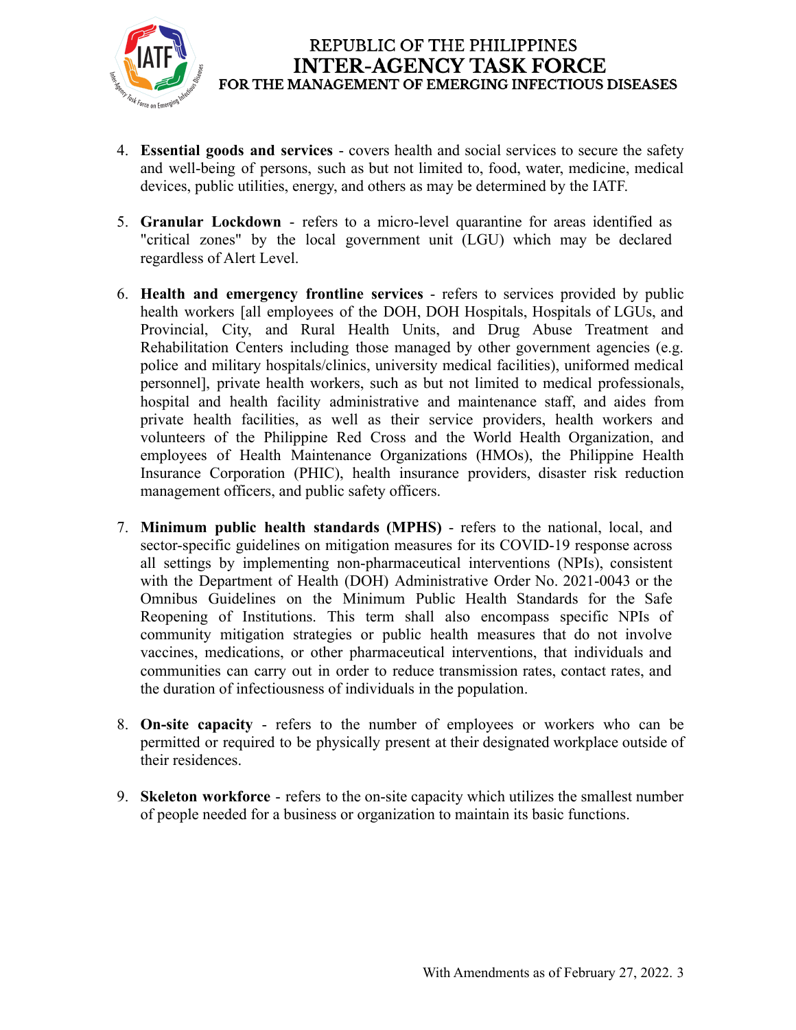4. **Essential goods and services** - covers health and social services to secure the safety and well-being of persons, such as but not limited to, food, water, medicine, medical devices, public utilities, energy, and others as may be determined by the IATF.

5. **Granular Lockdown** - refers to a micro-level quarantine for areas identified as "critical zones" by the local government unit (LGU) which may be declared regardless of Alert Level.

6. **Health and emergency frontline services** - refers to services provided by public health workers [all employees of the DOH, DOH Hospitals, Hospitals of LGUs, and Provincial, City, and Rural Health Units, and Drug Abuse Treatment and Rehabilitation Centers including those managed by other government agencies (e.g. police and military hospitals/clinics, university medical facilities), uniformed medical personnel], private health workers, such as but not limited to medical professionals, hospital and health facility administrative and maintenance staff, and aides from private health facilities, as well as their service providers, health workers and volunteers of the Philippine Red Cross and the World Health Organization, and employees of Health Maintenance Organizations (HMOs), the Philippine Health Insurance Corporation (PHIC), health insurance providers, disaster risk reduction management officers, and public safety officers.

7. **Minimum public health standards (MPHS)** - refers to the national, local, and sector-specific guidelines on mitigation measures for its COVID-19 response across all settings by implementing non-pharmaceutical interventions (NPIs), consistent with the Department of Health (DOH) Administrative Order No. 2021-0043 or the Omnibus Guidelines on the Minimum Public Health Standards for the Safe Reopening of Institutions. This term shall also encompass specific NPIs of community mitigation strategies or public health measures that do not involve vaccines, medications, or other pharmaceutical interventions, that individuals and communities can carry out in order to reduce transmission rates, contact rates, and the duration of infectiousness of individuals in the population.

8. **On-site capacity** - refers to the number of employees or workers who can be permitted or required to be physically present at their designated workplace outside of their residences.

9. **Skeleton workforce** - refers to the on-site capacity which utilizes the smallest number of people needed for a business or organization to maintain its basic functions.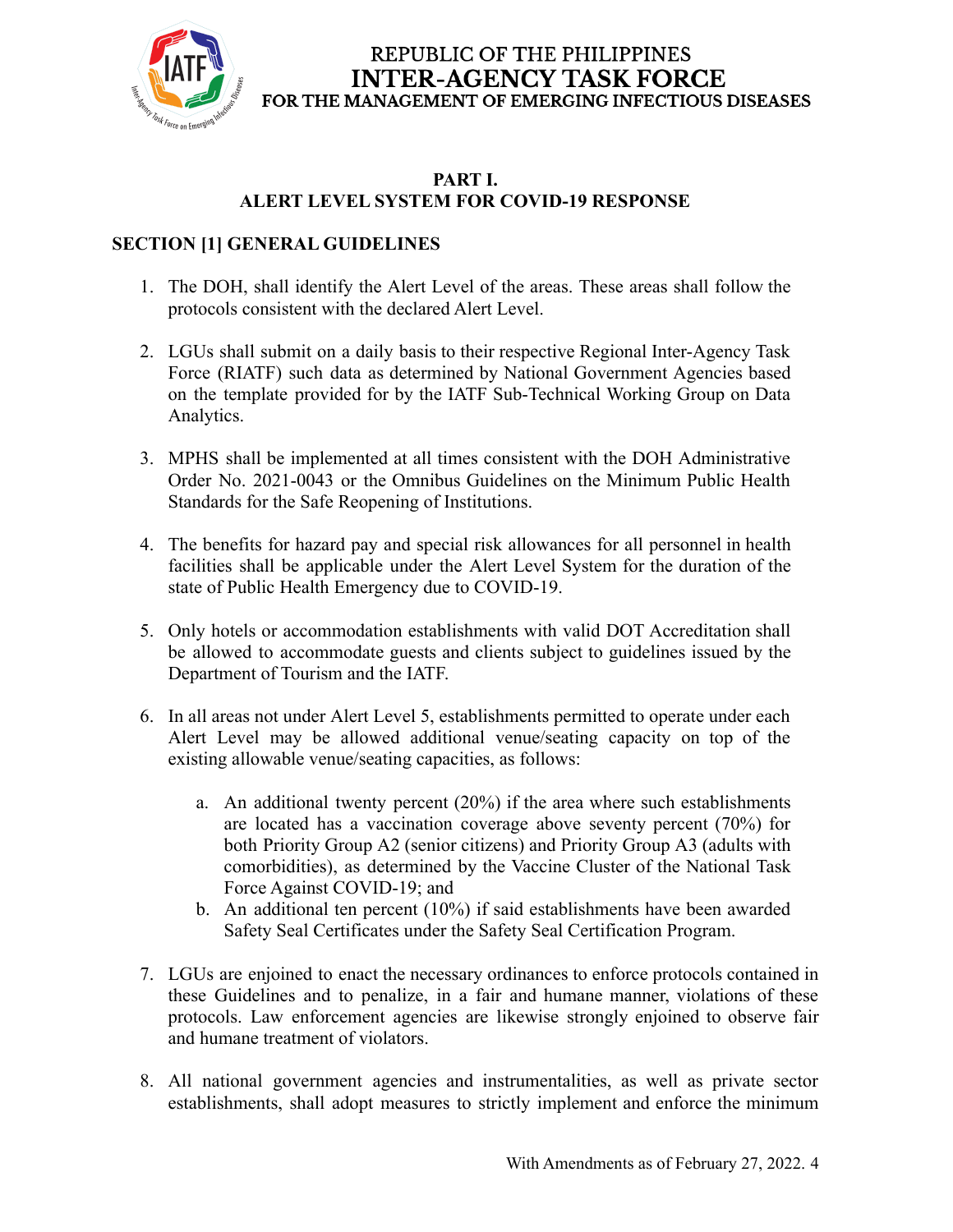REPUBLIC OF THE PHILIPPINES
**INTER-AGENCY TASK FORCE**
**FOR THE MANAGEMENT OF EMERGING INFECTIOUS DISEASES**

## PART I.
## ALERT LEVEL SYSTEM FOR COVID-19 RESPONSE

### SECTION [1] GENERAL GUIDELINES

1. The DOH, shall identify the Alert Level of the areas. These areas shall follow the protocols consistent with the declared Alert Level.

2. LGUs shall submit on a daily basis to their respective Regional Inter-Agency Task Force (RIATF) such data as determined by National Government Agencies based on the template provided for by the IATF Sub-Technical Working Group on Data Analytics.

3. MPHS shall be implemented at all times consistent with the DOH Administrative Order No. 2021-0043 or the Omnibus Guidelines on the Minimum Public Health Standards for the Safe Reopening of Institutions.

4. The benefits for hazard pay and special risk allowances for all personnel in health facilities shall be applicable under the Alert Level System for the duration of the state of Public Health Emergency due to COVID-19.

5. Only hotels or accommodation establishments with valid DOT Accreditation shall be allowed to accommodate guests and clients subject to guidelines issued by the Department of Tourism and the IATF.

6. In all areas not under Alert Level 5, establishments permitted to operate under each Alert Level may be allowed additional venue/seating capacity on top of the existing allowable venue/seating capacities, as follows:

    a. An additional twenty percent (20%) if the area where such establishments are located has a vaccination coverage above seventy percent (70%) for both Priority Group A2 (senior citizens) and Priority Group A3 (adults with comorbidities), as determined by the Vaccine Cluster of the National Task Force Against COVID-19; and
    b. An additional ten percent (10%) if said establishments have been awarded Safety Seal Certificates under the Safety Seal Certification Program.

7. LGUs are enjoined to enact the necessary ordinances to enforce protocols contained in these Guidelines and to penalize, in a fair and humane manner, violations of these protocols. Law enforcement agencies are likewise strongly enjoined to observe fair and humane treatment of violators.

8. All national government agencies and instrumentalities, as well as private sector establishments, shall adopt measures to strictly implement and enforce the minimum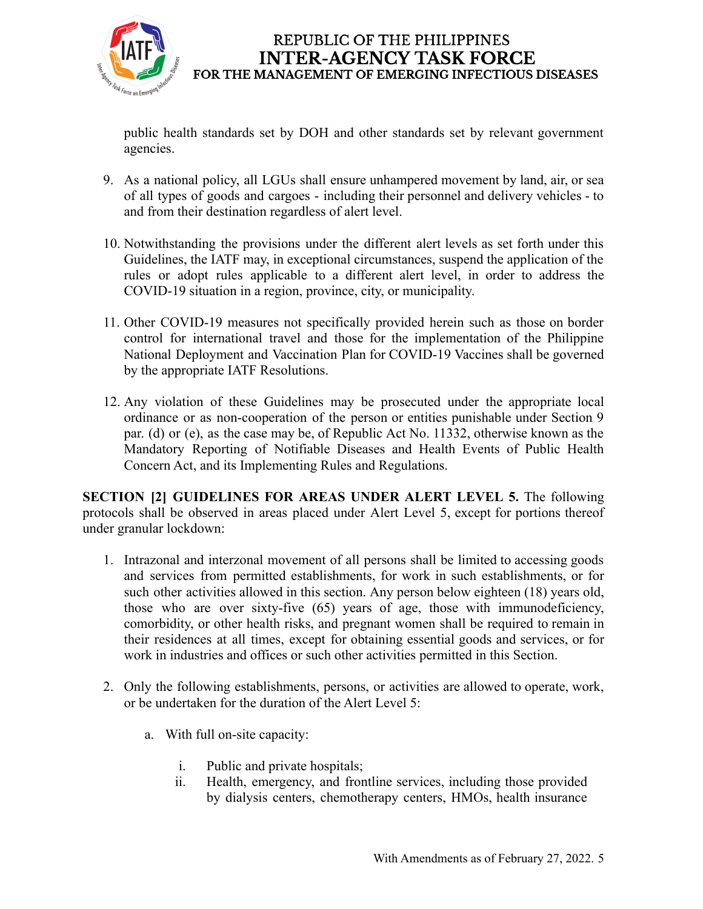public health standards set by DOH and other standards set by relevant government agencies.

9. As a national policy, all LGUs shall ensure unhampered movement by land, air, or sea of all types of goods and cargoes - including their personnel and delivery vehicles - to and from their destination regardless of alert level.

10. Notwithstanding the provisions under the different alert levels as set forth under this Guidelines, the IATF may, in exceptional circumstances, suspend the application of the rules or adopt rules applicable to a different alert level, in order to address the COVID-19 situation in a region, province, city, or municipality.

11. Other COVID-19 measures not specifically provided herein such as those on border control for international travel and those for the implementation of the Philippine National Deployment and Vaccination Plan for COVID-19 Vaccines shall be governed by the appropriate IATF Resolutions.

12. Any violation of these Guidelines may be prosecuted under the appropriate local ordinance or as non-cooperation of the person or entities punishable under Section 9 par. (d) or (e), as the case may be, of Republic Act No. 11332, otherwise known as the Mandatory Reporting of Notifiable Diseases and Health Events of Public Health Concern Act, and its Implementing Rules and Regulations.

**SECTION [2] GUIDELINES FOR AREAS UNDER ALERT LEVEL 5.** The following protocols shall be observed in areas placed under Alert Level 5, except for portions thereof under granular lockdown:

1. Intrazonal and interzonal movement of all persons shall be limited to accessing goods and services from permitted establishments, for work in such establishments, or for such other activities allowed in this section. Any person below eighteen (18) years old, those who are over sixty-five (65) years of age, those with immunodeficiency, comorbidity, or other health risks, and pregnant women shall be required to remain in their residences at all times, except for obtaining essential goods and services, or for work in industries and offices or such other activities permitted in this Section.

2. Only the following establishments, persons, or activities are allowed to operate, work, or be undertaken for the duration of the Alert Level 5:

   a. With full on-site capacity:

      i. Public and private hospitals;
      ii. Health, emergency, and frontline services, including those provided by dialysis centers, chemotherapy centers, HMOs, health insurance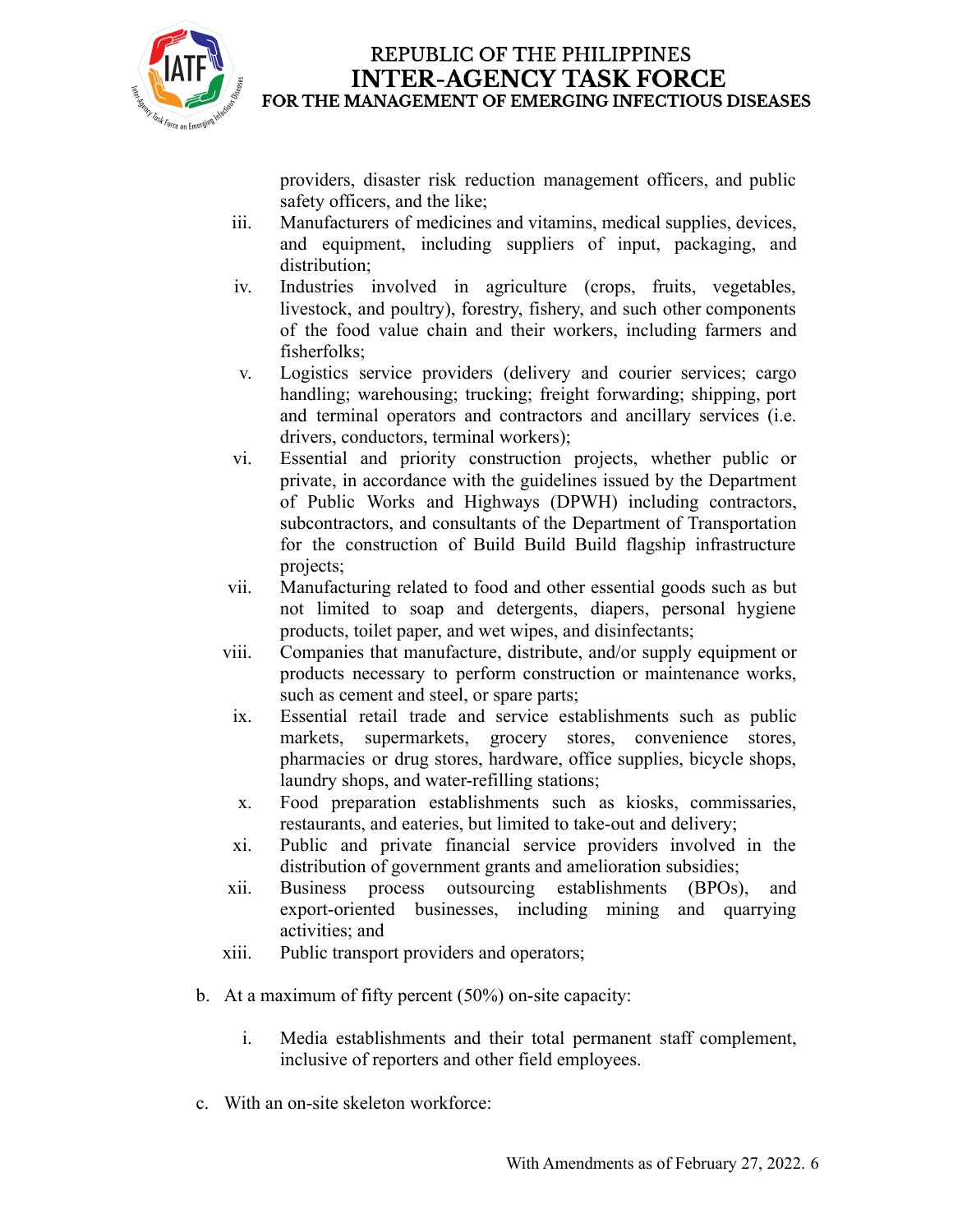providers, disaster risk reduction management officers, and public safety officers, and the like;

iii. Manufacturers of medicines and vitamins, medical supplies, devices, and equipment, including suppliers of input, packaging, and distribution;

iv. Industries involved in agriculture (crops, fruits, vegetables, livestock, and poultry), forestry, fishery, and such other components of the food value chain and their workers, including farmers and fisherfolks;

v. Logistics service providers (delivery and courier services; cargo handling; warehousing; trucking; freight forwarding; shipping, port and terminal operators and contractors and ancillary services (i.e. drivers, conductors, terminal workers);

vi. Essential and priority construction projects, whether public or private, in accordance with the guidelines issued by the Department of Public Works and Highways (DPWH) including contractors, subcontractors, and consultants of the Department of Transportation for the construction of Build Build Build flagship infrastructure projects;

vii. Manufacturing related to food and other essential goods such as but not limited to soap and detergents, diapers, personal hygiene products, toilet paper, and wet wipes, and disinfectants;

viii. Companies that manufacture, distribute, and/or supply equipment or products necessary to perform construction or maintenance works, such as cement and steel, or spare parts;

ix. Essential retail trade and service establishments such as public markets, supermarkets, grocery stores, convenience stores, pharmacies or drug stores, hardware, office supplies, bicycle shops, laundry shops, and water-refilling stations;

x. Food preparation establishments such as kiosks, commissaries, restaurants, and eateries, but limited to take-out and delivery;

xi. Public and private financial service providers involved in the distribution of government grants and amelioration subsidies;

xii. Business process outsourcing establishments (BPOs), and export-oriented businesses, including mining and quarrying activities; and

xiii. Public transport providers and operators;

b. At a maximum of fifty percent (50%) on-site capacity:

   i. Media establishments and their total permanent staff complement, inclusive of reporters and other field employees.

c. With an on-site skeleton workforce: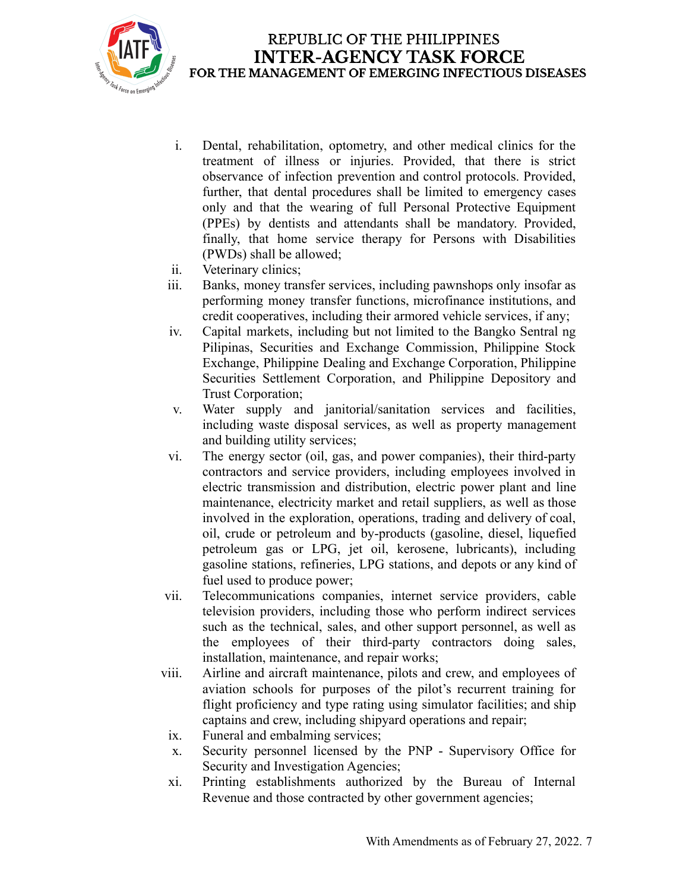i. Dental, rehabilitation, optometry, and other medical clinics for the treatment of illness or injuries. Provided, that there is strict observance of infection prevention and control protocols. Provided, further, that dental procedures shall be limited to emergency cases only and that the wearing of full Personal Protective Equipment (PPEs) by dentists and attendants shall be mandatory. Provided, finally, that home service therapy for Persons with Disabilities (PWDs) shall be allowed;

ii. Veterinary clinics;

iii. Banks, money transfer services, including pawnshops only insofar as performing money transfer functions, microfinance institutions, and credit cooperatives, including their armored vehicle services, if any;

iv. Capital markets, including but not limited to the Bangko Sentral ng Pilipinas, Securities and Exchange Commission, Philippine Stock Exchange, Philippine Dealing and Exchange Corporation, Philippine Securities Settlement Corporation, and Philippine Depository and Trust Corporation;

v. Water supply and janitorial/sanitation services and facilities, including waste disposal services, as well as property management and building utility services;

vi. The energy sector (oil, gas, and power companies), their third-party contractors and service providers, including employees involved in electric transmission and distribution, electric power plant and line maintenance, electricity market and retail suppliers, as well as those involved in the exploration, operations, trading and delivery of coal, oil, crude or petroleum and by-products (gasoline, diesel, liquefied petroleum gas or LPG, jet oil, kerosene, lubricants), including gasoline stations, refineries, LPG stations, and depots or any kind of fuel used to produce power;

vii. Telecommunications companies, internet service providers, cable television providers, including those who perform indirect services such as the technical, sales, and other support personnel, as well as the employees of their third-party contractors doing sales, installation, maintenance, and repair works;

viii. Airline and aircraft maintenance, pilots and crew, and employees of aviation schools for purposes of the pilot's recurrent training for flight proficiency and type rating using simulator facilities; and ship captains and crew, including shipyard operations and repair;

ix. Funeral and embalming services;

x. Security personnel licensed by the PNP - Supervisory Office for Security and Investigation Agencies;

xi. Printing establishments authorized by the Bureau of Internal Revenue and those contracted by other government agencies;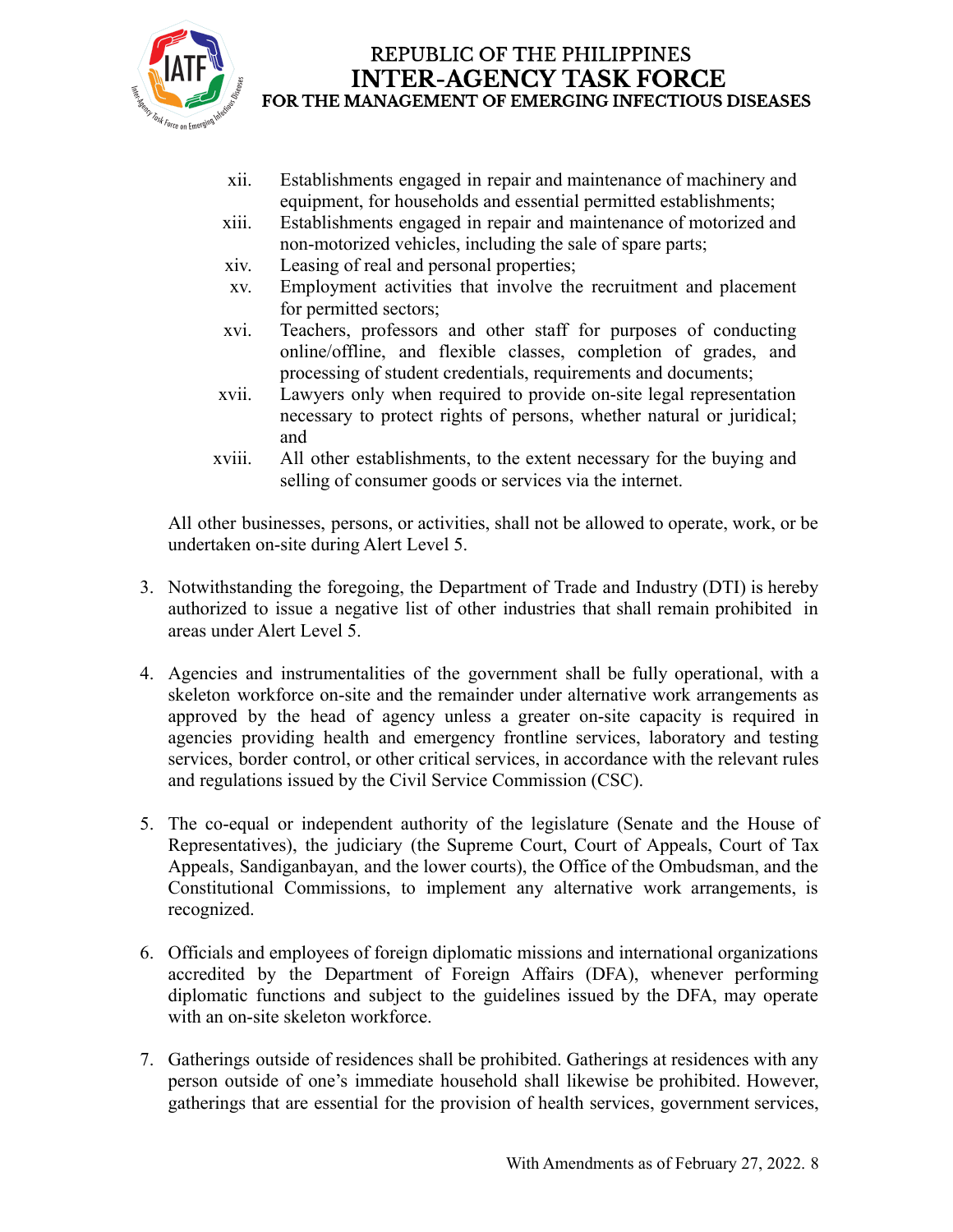xii. Establishments engaged in repair and maintenance of machinery and equipment, for households and essential permitted establishments;
xiii. Establishments engaged in repair and maintenance of motorized and non-motorized vehicles, including the sale of spare parts;
xiv. Leasing of real and personal properties;
xv. Employment activities that involve the recruitment and placement for permitted sectors;
xvi. Teachers, professors and other staff for purposes of conducting online/offline, and flexible classes, completion of grades, and processing of student credentials, requirements and documents;
xvii. Lawyers only when required to provide on-site legal representation necessary to protect rights of persons, whether natural or juridical; and
xviii. All other establishments, to the extent necessary for the buying and selling of consumer goods or services via the internet.

All other businesses, persons, or activities, shall not be allowed to operate, work, or be undertaken on-site during Alert Level 5.

3. Notwithstanding the foregoing, the Department of Trade and Industry (DTI) is hereby authorized to issue a negative list of other industries that shall remain prohibited in areas under Alert Level 5.

4. Agencies and instrumentalities of the government shall be fully operational, with a skeleton workforce on-site and the remainder under alternative work arrangements as approved by the head of agency unless a greater on-site capacity is required in agencies providing health and emergency frontline services, laboratory and testing services, border control, or other critical services, in accordance with the relevant rules and regulations issued by the Civil Service Commission (CSC).

5. The co-equal or independent authority of the legislature (Senate and the House of Representatives), the judiciary (the Supreme Court, Court of Appeals, Court of Tax Appeals, Sandiganbayan, and the lower courts), the Office of the Ombudsman, and the Constitutional Commissions, to implement any alternative work arrangements, is recognized.

6. Officials and employees of foreign diplomatic missions and international organizations accredited by the Department of Foreign Affairs (DFA), whenever performing diplomatic functions and subject to the guidelines issued by the DFA, may operate with an on-site skeleton workforce.

7. Gatherings outside of residences shall be prohibited. Gatherings at residences with any person outside of one's immediate household shall likewise be prohibited. However, gatherings that are essential for the provision of health services, government services,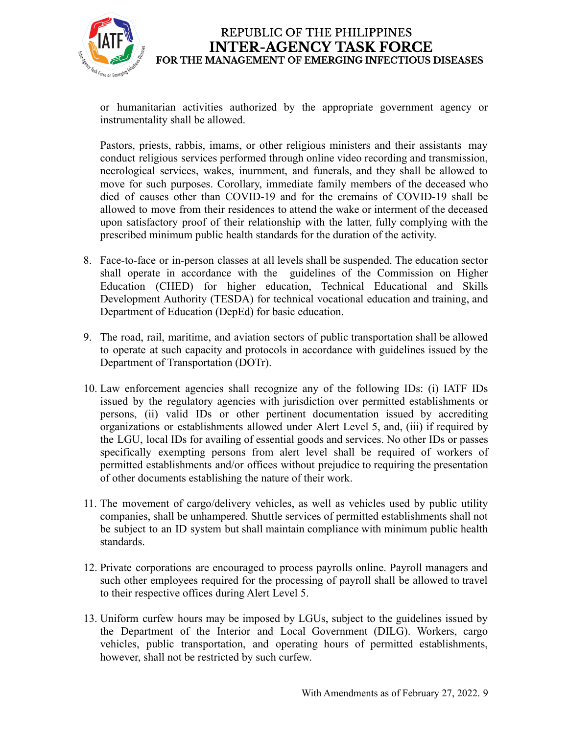or humanitarian activities authorized by the appropriate government agency or instrumentality shall be allowed.

Pastors, priests, rabbis, imams, or other religious ministers and their assistants may conduct religious services performed through online video recording and transmission, necrological services, wakes, inurnment, and funerals, and they shall be allowed to move for such purposes. Corollary, immediate family members of the deceased who died of causes other than COVID-19 and for the cremains of COVID-19 shall be allowed to move from their residences to attend the wake or interment of the deceased upon satisfactory proof of their relationship with the latter, fully complying with the prescribed minimum public health standards for the duration of the activity.

8. Face-to-face or in-person classes at all levels shall be suspended. The education sector shall operate in accordance with the guidelines of the Commission on Higher Education (CHED) for higher education, Technical Educational and Skills Development Authority (TESDA) for technical vocational education and training, and Department of Education (DepEd) for basic education.

9. The road, rail, maritime, and aviation sectors of public transportation shall be allowed to operate at such capacity and protocols in accordance with guidelines issued by the Department of Transportation (DOTr).

10. Law enforcement agencies shall recognize any of the following IDs: (i) IATF IDs issued by the regulatory agencies with jurisdiction over permitted establishments or persons, (ii) valid IDs or other pertinent documentation issued by accrediting organizations or establishments allowed under Alert Level 5, and, (iii) if required by the LGU, local IDs for availing of essential goods and services. No other IDs or passes specifically exempting persons from alert level shall be required of workers of permitted establishments and/or offices without prejudice to requiring the presentation of other documents establishing the nature of their work.

11. The movement of cargo/delivery vehicles, as well as vehicles used by public utility companies, shall be unhampered. Shuttle services of permitted establishments shall not be subject to an ID system but shall maintain compliance with minimum public health standards.

12. Private corporations are encouraged to process payrolls online. Payroll managers and such other employees required for the processing of payroll shall be allowed to travel to their respective offices during Alert Level 5.

13. Uniform curfew hours may be imposed by LGUs, subject to the guidelines issued by the Department of the Interior and Local Government (DILG). Workers, cargo vehicles, public transportation, and operating hours of permitted establishments, however, shall not be restricted by such curfew.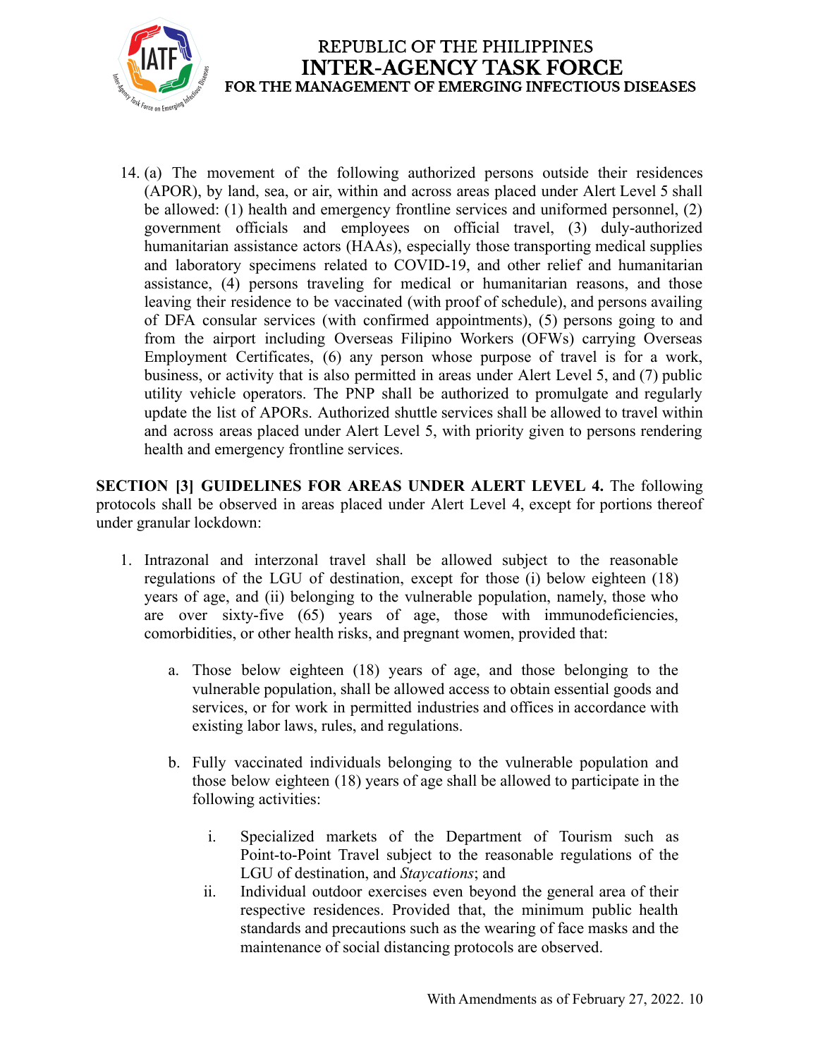14. (a) The movement of the following authorized persons outside their residences (APOR), by land, sea, or air, within and across areas placed under Alert Level 5 shall be allowed: (1) health and emergency frontline services and uniformed personnel, (2) government officials and employees on official travel, (3) duly-authorized humanitarian assistance actors (HAAs), especially those transporting medical supplies and laboratory specimens related to COVID-19, and other relief and humanitarian assistance, (4) persons traveling for medical or humanitarian reasons, and those leaving their residence to be vaccinated (with proof of schedule), and persons availing of DFA consular services (with confirmed appointments), (5) persons going to and from the airport including Overseas Filipino Workers (OFWs) carrying Overseas Employment Certificates, (6) any person whose purpose of travel is for a work, business, or activity that is also permitted in areas under Alert Level 5, and (7) public utility vehicle operators. The PNP shall be authorized to promulgate and regularly update the list of APORs. Authorized shuttle services shall be allowed to travel within and across areas placed under Alert Level 5, with priority given to persons rendering health and emergency frontline services.

**SECTION [3] GUIDELINES FOR AREAS UNDER ALERT LEVEL 4.** The following protocols shall be observed in areas placed under Alert Level 4, except for portions thereof under granular lockdown:

1. Intrazonal and interzonal travel shall be allowed subject to the reasonable regulations of the LGU of destination, except for those (i) below eighteen (18) years of age, and (ii) belonging to the vulnerable population, namely, those who are over sixty-five (65) years of age, those with immunodeficiencies, comorbidities, or other health risks, and pregnant women, provided that:

   a. Those below eighteen (18) years of age, and those belonging to the vulnerable population, shall be allowed access to obtain essential goods and services, or for work in permitted industries and offices in accordance with existing labor laws, rules, and regulations.

   b. Fully vaccinated individuals belonging to the vulnerable population and those below eighteen (18) years of age shall be allowed to participate in the following activities:

      i. Specialized markets of the Department of Tourism such as Point-to-Point Travel subject to the reasonable regulations of the LGU of destination, and *Staycations*; and

      ii. Individual outdoor exercises even beyond the general area of their respective residences. Provided that, the minimum public health standards and precautions such as the wearing of face masks and the maintenance of social distancing protocols are observed.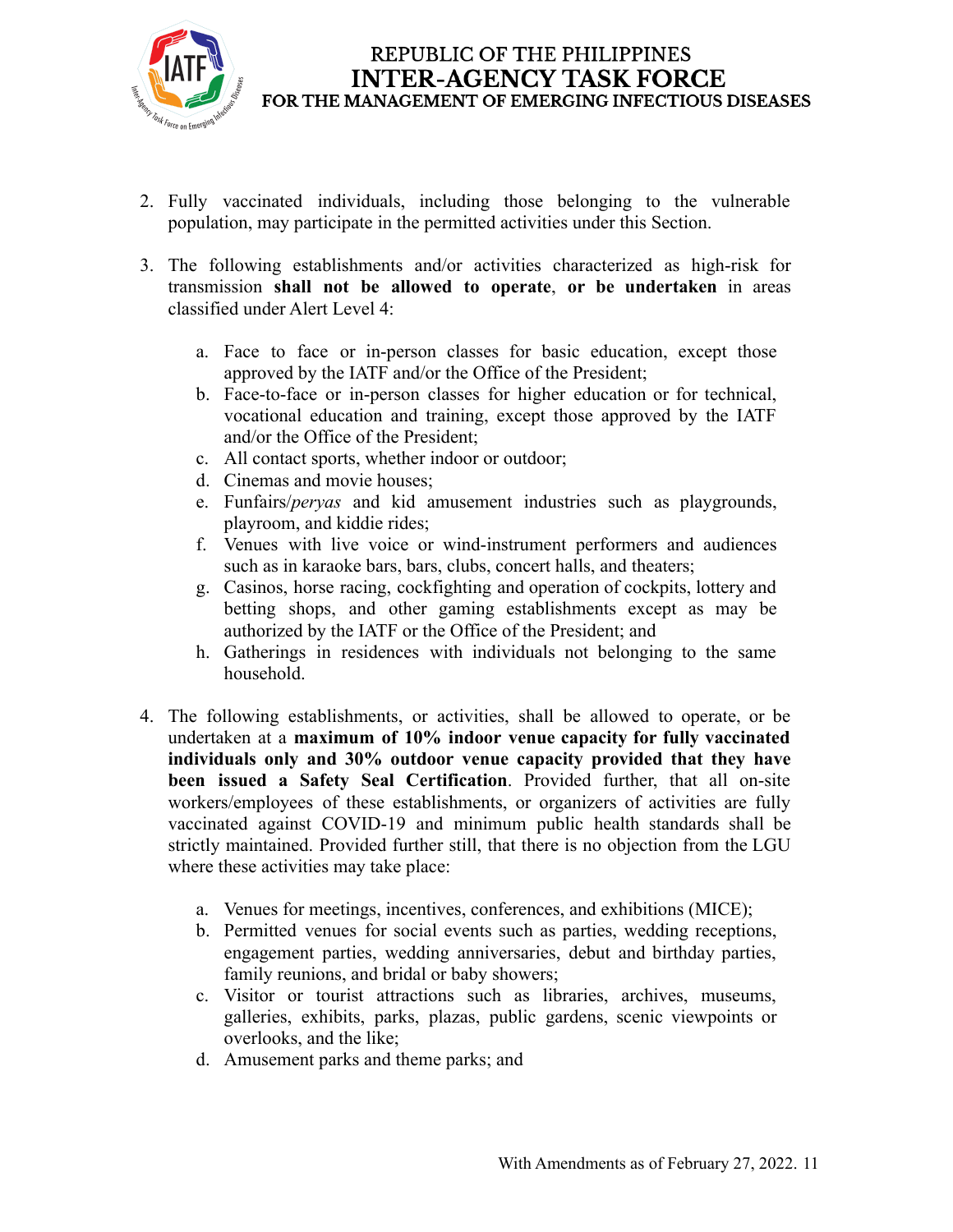2. Fully vaccinated individuals, including those belonging to the vulnerable population, may participate in the permitted activities under this Section.

3. The following establishments and/or activities characterized as high-risk for transmission **shall not be allowed to operate**, **or be undertaken** in areas classified under Alert Level 4:

    a. Face to face or in-person classes for basic education, except those approved by the IATF and/or the Office of the President;
    b. Face-to-face or in-person classes for higher education or for technical, vocational education and training, except those approved by the IATF and/or the Office of the President;
    c. All contact sports, whether indoor or outdoor;
    d. Cinemas and movie houses;
    e. Funfairs/*peryas* and kid amusement industries such as playgrounds, playroom, and kiddie rides;
    f. Venues with live voice or wind-instrument performers and audiences such as in karaoke bars, bars, clubs, concert halls, and theaters;
    g. Casinos, horse racing, cockfighting and operation of cockpits, lottery and betting shops, and other gaming establishments except as may be authorized by the IATF or the Office of the President; and
    h. Gatherings in residences with individuals not belonging to the same household.

4. The following establishments, or activities, shall be allowed to operate, or be undertaken at a **maximum of 10% indoor venue capacity for fully vaccinated individuals only and 30% outdoor venue capacity provided that they have been issued a Safety Seal Certification**. Provided further, that all on-site workers/employees of these establishments, or organizers of activities are fully vaccinated against COVID-19 and minimum public health standards shall be strictly maintained. Provided further still, that there is no objection from the LGU where these activities may take place:

    a. Venues for meetings, incentives, conferences, and exhibitions (MICE);
    b. Permitted venues for social events such as parties, wedding receptions, engagement parties, wedding anniversaries, debut and birthday parties, family reunions, and bridal or baby showers;
    c. Visitor or tourist attractions such as libraries, archives, museums, galleries, exhibits, parks, plazas, public gardens, scenic viewpoints or overlooks, and the like;
    d. Amusement parks and theme parks; and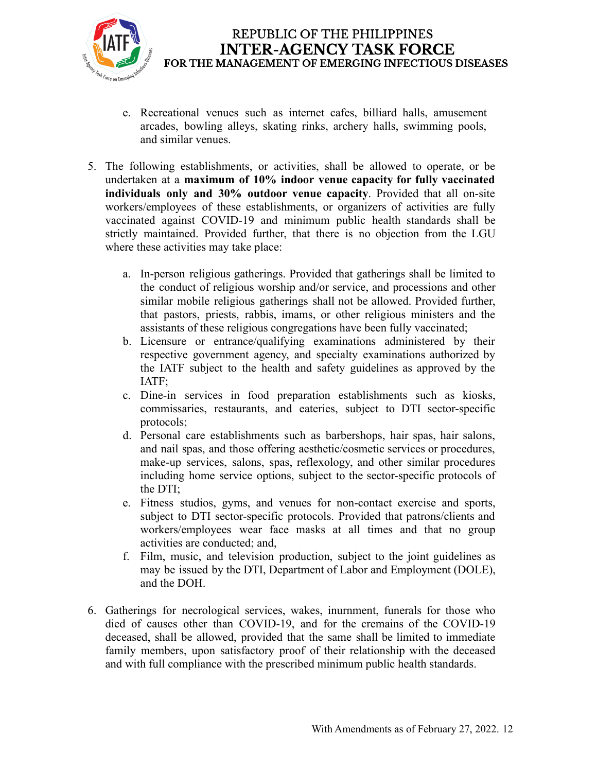e. Recreational venues such as internet cafes, billiard halls, amusement arcades, bowling alleys, skating rinks, archery halls, swimming pools, and similar venues.

5. The following establishments, or activities, shall be allowed to operate, or be undertaken at a **maximum of 10% indoor venue capacity for fully vaccinated individuals only and 30% outdoor venue capacity**. Provided that all on-site workers/employees of these establishments, or organizers of activities are fully vaccinated against COVID-19 and minimum public health standards shall be strictly maintained. Provided further, that there is no objection from the LGU where these activities may take place:

   a. In-person religious gatherings. Provided that gatherings shall be limited to the conduct of religious worship and/or service, and processions and other similar mobile religious gatherings shall not be allowed. Provided further, that pastors, priests, rabbis, imams, or other religious ministers and the assistants of these religious congregations have been fully vaccinated;
   b. Licensure or entrance/qualifying examinations administered by their respective government agency, and specialty examinations authorized by the IATF subject to the health and safety guidelines as approved by the IATF;
   c. Dine-in services in food preparation establishments such as kiosks, commissaries, restaurants, and eateries, subject to DTI sector-specific protocols;
   d. Personal care establishments such as barbershops, hair spas, hair salons, and nail spas, and those offering aesthetic/cosmetic services or procedures, make-up services, salons, spas, reflexology, and other similar procedures including home service options, subject to the sector-specific protocols of the DTI;
   e. Fitness studios, gyms, and venues for non-contact exercise and sports, subject to DTI sector-specific protocols. Provided that patrons/clients and workers/employees wear face masks at all times and that no group activities are conducted; and,
   f. Film, music, and television production, subject to the joint guidelines as may be issued by the DTI, Department of Labor and Employment (DOLE), and the DOH.

6. Gatherings for necrological services, wakes, inurnment, funerals for those who died of causes other than COVID-19, and for the cremains of the COVID-19 deceased, shall be allowed, provided that the same shall be limited to immediate family members, upon satisfactory proof of their relationship with the deceased and with full compliance with the prescribed minimum public health standards.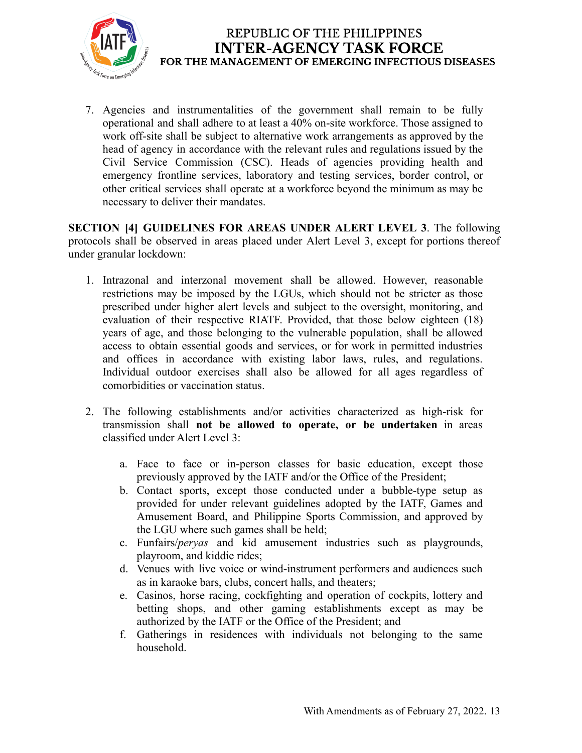7. Agencies and instrumentalities of the government shall remain to be fully operational and shall adhere to at least a 40% on-site workforce. Those assigned to work off-site shall be subject to alternative work arrangements as approved by the head of agency in accordance with the relevant rules and regulations issued by the Civil Service Commission (CSC). Heads of agencies providing health and emergency frontline services, laboratory and testing services, border control, or other critical services shall operate at a workforce beyond the minimum as may be necessary to deliver their mandates.

**SECTION [4] GUIDELINES FOR AREAS UNDER ALERT LEVEL 3**. The following protocols shall be observed in areas placed under Alert Level 3, except for portions thereof under granular lockdown:

1. Intrazonal and interzonal movement shall be allowed. However, reasonable restrictions may be imposed by the LGUs, which should not be stricter as those prescribed under higher alert levels and subject to the oversight, monitoring, and evaluation of their respective RIATF. Provided, that those below eighteen (18) years of age, and those belonging to the vulnerable population, shall be allowed access to obtain essential goods and services, or for work in permitted industries and offices in accordance with existing labor laws, rules, and regulations. Individual outdoor exercises shall also be allowed for all ages regardless of comorbidities or vaccination status.

2. The following establishments and/or activities characterized as high-risk for transmission shall **not be allowed to operate, or be undertaken** in areas classified under Alert Level 3:

    a. Face to face or in-person classes for basic education, except those previously approved by the IATF and/or the Office of the President;
    b. Contact sports, except those conducted under a bubble-type setup as provided for under relevant guidelines adopted by the IATF, Games and Amusement Board, and Philippine Sports Commission, and approved by the LGU where such games shall be held;
    c. Funfairs/*peryas* and kid amusement industries such as playgrounds, playroom, and kiddie rides;
    d. Venues with live voice or wind-instrument performers and audiences such as in karaoke bars, clubs, concert halls, and theaters;
    e. Casinos, horse racing, cockfighting and operation of cockpits, lottery and betting shops, and other gaming establishments except as may be authorized by the IATF or the Office of the President; and
    f. Gatherings in residences with individuals not belonging to the same household.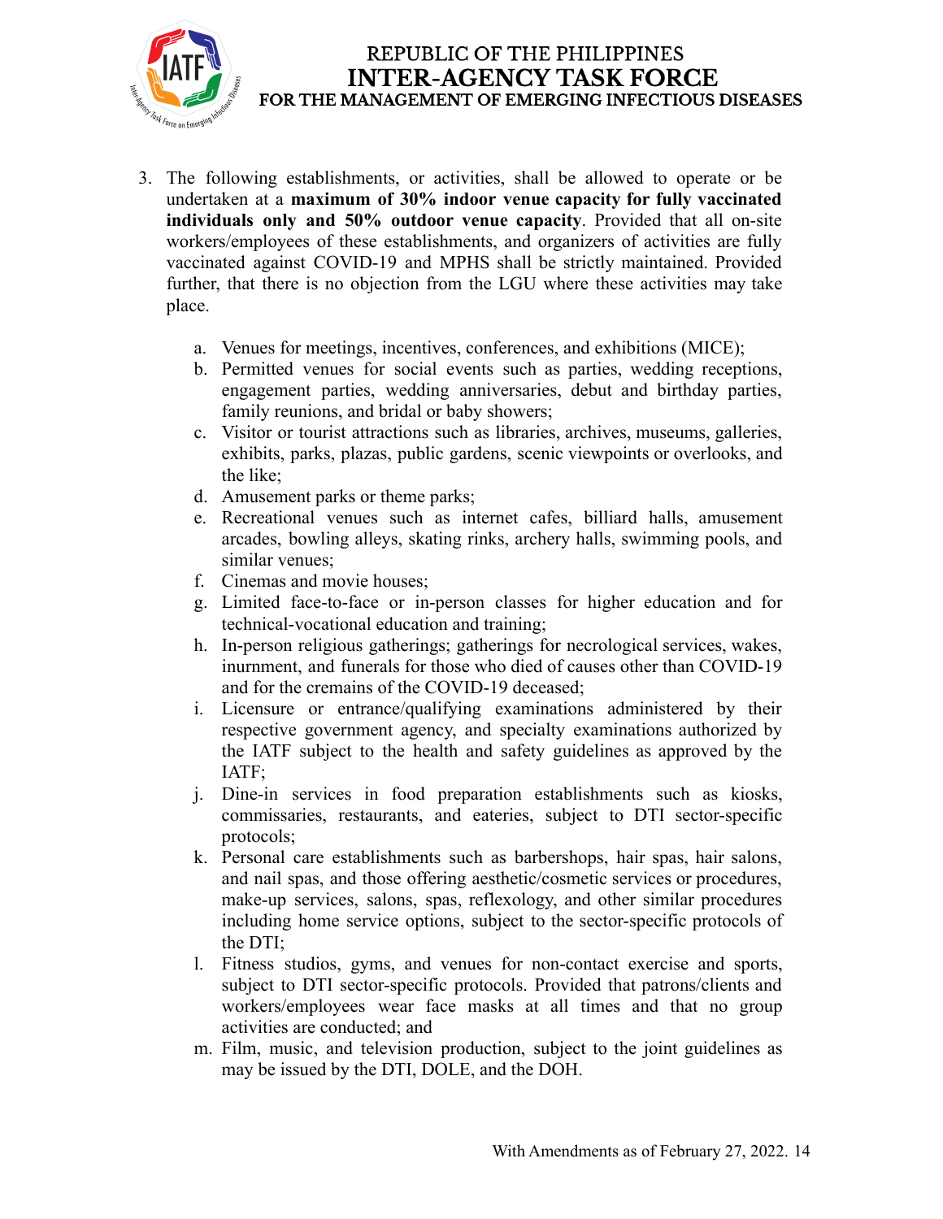3. The following establishments, or activities, shall be allowed to operate or be undertaken at a **maximum of 30% indoor venue capacity for fully vaccinated individuals only and 50% outdoor venue capacity**. Provided that all on-site workers/employees of these establishments, and organizers of activities are fully vaccinated against COVID-19 and MPHS shall be strictly maintained. Provided further, that there is no objection from the LGU where these activities may take place.

   a. Venues for meetings, incentives, conferences, and exhibitions (MICE);
   b. Permitted venues for social events such as parties, wedding receptions, engagement parties, wedding anniversaries, debut and birthday parties, family reunions, and bridal or baby showers;
   c. Visitor or tourist attractions such as libraries, archives, museums, galleries, exhibits, parks, plazas, public gardens, scenic viewpoints or overlooks, and the like;
   d. Amusement parks or theme parks;
   e. Recreational venues such as internet cafes, billiard halls, amusement arcades, bowling alleys, skating rinks, archery halls, swimming pools, and similar venues;
   f. Cinemas and movie houses;
   g. Limited face-to-face or in-person classes for higher education and for technical-vocational education and training;
   h. In-person religious gatherings; gatherings for necrological services, wakes, inurnment, and funerals for those who died of causes other than COVID-19 and for the cremains of the COVID-19 deceased;
   i. Licensure or entrance/qualifying examinations administered by their respective government agency, and specialty examinations authorized by the IATF subject to the health and safety guidelines as approved by the IATF;
   j. Dine-in services in food preparation establishments such as kiosks, commissaries, restaurants, and eateries, subject to DTI sector-specific protocols;
   k. Personal care establishments such as barbershops, hair spas, hair salons, and nail spas, and those offering aesthetic/cosmetic services or procedures, make-up services, salons, spas, reflexology, and other similar procedures including home service options, subject to the sector-specific protocols of the DTI;
   l. Fitness studios, gyms, and venues for non-contact exercise and sports, subject to DTI sector-specific protocols. Provided that patrons/clients and workers/employees wear face masks at all times and that no group activities are conducted; and
   m. Film, music, and television production, subject to the joint guidelines as may be issued by the DTI, DOLE, and the DOH.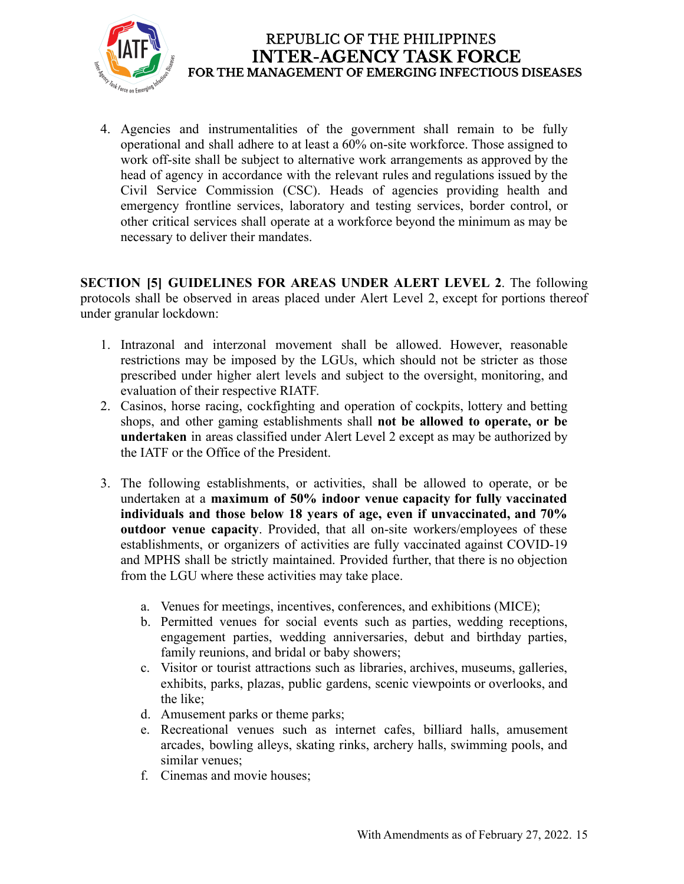4. Agencies and instrumentalities of the government shall remain to be fully operational and shall adhere to at least a 60% on-site workforce. Those assigned to work off-site shall be subject to alternative work arrangements as approved by the head of agency in accordance with the relevant rules and regulations issued by the Civil Service Commission (CSC). Heads of agencies providing health and emergency frontline services, laboratory and testing services, border control, or other critical services shall operate at a workforce beyond the minimum as may be necessary to deliver their mandates.

**SECTION [5] GUIDELINES FOR AREAS UNDER ALERT LEVEL 2**. The following protocols shall be observed in areas placed under Alert Level 2, except for portions thereof under granular lockdown:

1. Intrazonal and interzonal movement shall be allowed. However, reasonable restrictions may be imposed by the LGUs, which should not be stricter as those prescribed under higher alert levels and subject to the oversight, monitoring, and evaluation of their respective RIATF.
2. Casinos, horse racing, cockfighting and operation of cockpits, lottery and betting shops, and other gaming establishments shall **not be allowed to operate, or be undertaken** in areas classified under Alert Level 2 except as may be authorized by the IATF or the Office of the President.
3. The following establishments, or activities, shall be allowed to operate, or be undertaken at a **maximum of 50% indoor venue capacity for fully vaccinated individuals and those below 18 years of age, even if unvaccinated, and 70% outdoor venue capacity**. Provided, that all on-site workers/employees of these establishments, or organizers of activities are fully vaccinated against COVID-19 and MPHS shall be strictly maintained. Provided further, that there is no objection from the LGU where these activities may take place.

    a. Venues for meetings, incentives, conferences, and exhibitions (MICE);
    b. Permitted venues for social events such as parties, wedding receptions, engagement parties, wedding anniversaries, debut and birthday parties, family reunions, and bridal or baby showers;
    c. Visitor or tourist attractions such as libraries, archives, museums, galleries, exhibits, parks, plazas, public gardens, scenic viewpoints or overlooks, and the like;
    d. Amusement parks or theme parks;
    e. Recreational venues such as internet cafes, billiard halls, amusement arcades, bowling alleys, skating rinks, archery halls, swimming pools, and similar venues;
    f. Cinemas and movie houses;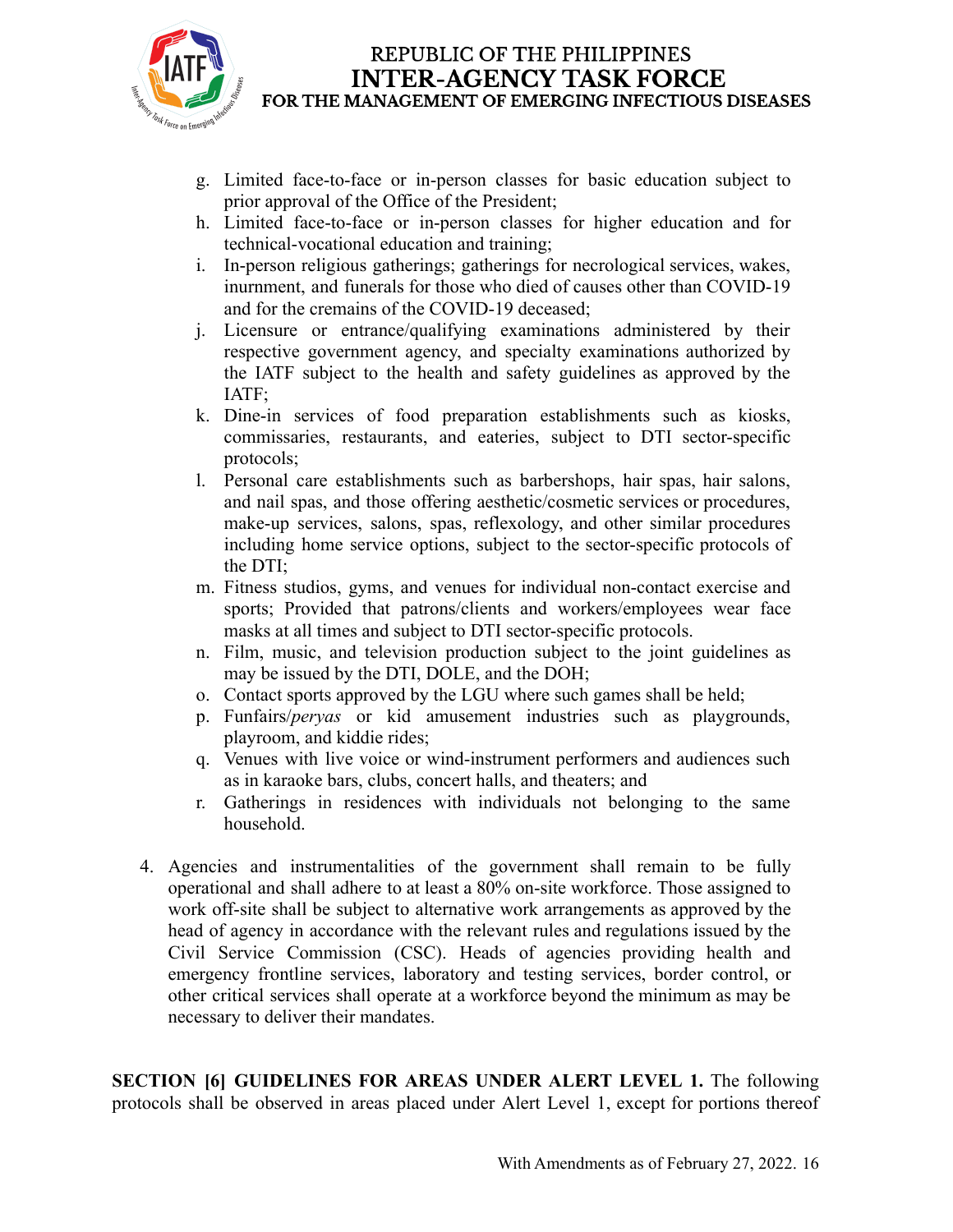g. Limited face-to-face or in-person classes for basic education subject to prior approval of the Office of the President;
h. Limited face-to-face or in-person classes for higher education and for technical-vocational education and training;
i. In-person religious gatherings; gatherings for necrological services, wakes, inurnment, and funerals for those who died of causes other than COVID-19 and for the cremains of the COVID-19 deceased;
j. Licensure or entrance/qualifying examinations administered by their respective government agency, and specialty examinations authorized by the IATF subject to the health and safety guidelines as approved by the IATF;
k. Dine-in services of food preparation establishments such as kiosks, commissaries, restaurants, and eateries, subject to DTI sector-specific protocols;
l. Personal care establishments such as barbershops, hair spas, hair salons, and nail spas, and those offering aesthetic/cosmetic services or procedures, make-up services, salons, spas, reflexology, and other similar procedures including home service options, subject to the sector-specific protocols of the DTI;
m. Fitness studios, gyms, and venues for individual non-contact exercise and sports; Provided that patrons/clients and workers/employees wear face masks at all times and subject to DTI sector-specific protocols.
n. Film, music, and television production subject to the joint guidelines as may be issued by the DTI, DOLE, and the DOH;
o. Contact sports approved by the LGU where such games shall be held;
p. Funfairs/*peryas* or kid amusement industries such as playgrounds, playroom, and kiddie rides;
q. Venues with live voice or wind-instrument performers and audiences such as in karaoke bars, clubs, concert halls, and theaters; and
r. Gatherings in residences with individuals not belonging to the same household.

4. Agencies and instrumentalities of the government shall remain to be fully operational and shall adhere to at least a 80% on-site workforce. Those assigned to work off-site shall be subject to alternative work arrangements as approved by the head of agency in accordance with the relevant rules and regulations issued by the Civil Service Commission (CSC). Heads of agencies providing health and emergency frontline services, laboratory and testing services, border control, or other critical services shall operate at a workforce beyond the minimum as may be necessary to deliver their mandates.

**SECTION [6] GUIDELINES FOR AREAS UNDER ALERT LEVEL 1.** The following protocols shall be observed in areas placed under Alert Level 1, except for portions thereof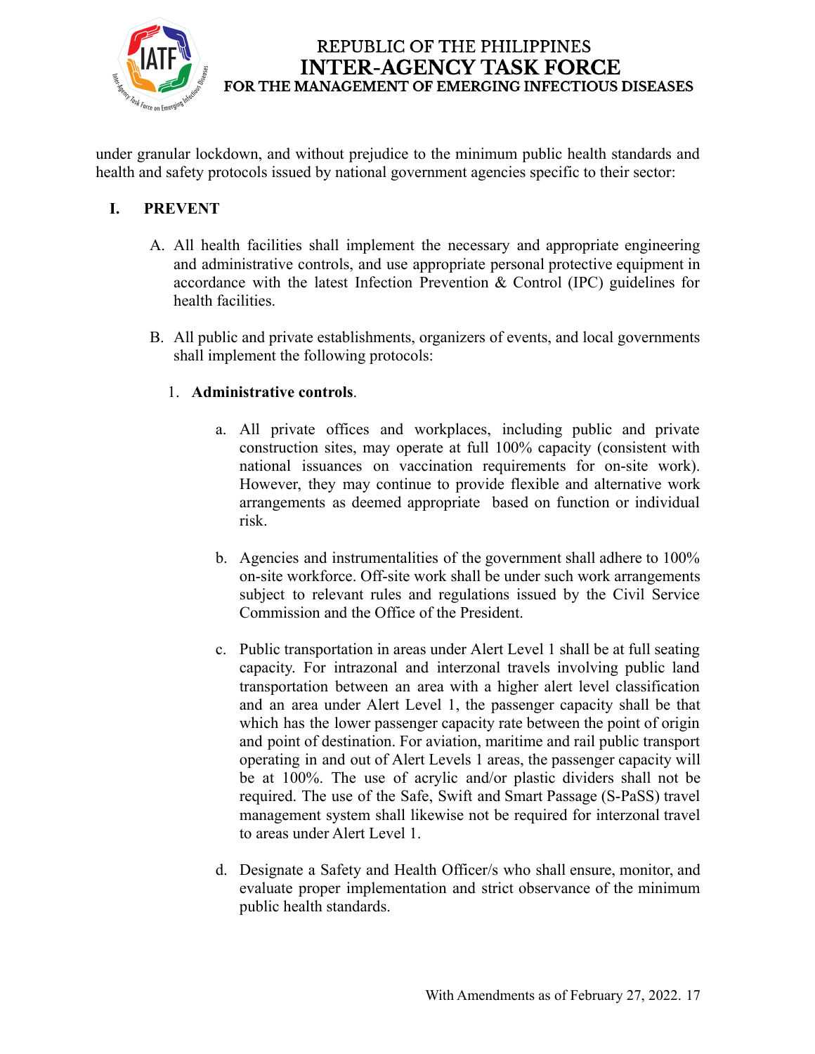under granular lockdown, and without prejudice to the minimum public health standards and health and safety protocols issued by national government agencies specific to their sector:

## I. PREVENT

A. All health facilities shall implement the necessary and appropriate engineering and administrative controls, and use appropriate personal protective equipment in accordance with the latest Infection Prevention & Control (IPC) guidelines for health facilities.

B. All public and private establishments, organizers of events, and local governments shall implement the following protocols:

1. **Administrative controls**.

    a. All private offices and workplaces, including public and private construction sites, may operate at full 100% capacity (consistent with national issuances on vaccination requirements for on-site work). However, they may continue to provide flexible and alternative work arrangements as deemed appropriate based on function or individual risk.

    b. Agencies and instrumentalities of the government shall adhere to 100% on-site workforce. Off-site work shall be under such work arrangements subject to relevant rules and regulations issued by the Civil Service Commission and the Office of the President.

    c. Public transportation in areas under Alert Level 1 shall be at full seating capacity. For intrazonal and interzonal travels involving public land transportation between an area with a higher alert level classification and an area under Alert Level 1, the passenger capacity shall be that which has the lower passenger capacity rate between the point of origin and point of destination. For aviation, maritime and rail public transport operating in and out of Alert Levels 1 areas, the passenger capacity will be at 100%. The use of acrylic and/or plastic dividers shall not be required. The use of the Safe, Swift and Smart Passage (S-PaSS) travel management system shall likewise not be required for interzonal travel to areas under Alert Level 1.

    d. Designate a Safety and Health Officer/s who shall ensure, monitor, and evaluate proper implementation and strict observance of the minimum public health standards.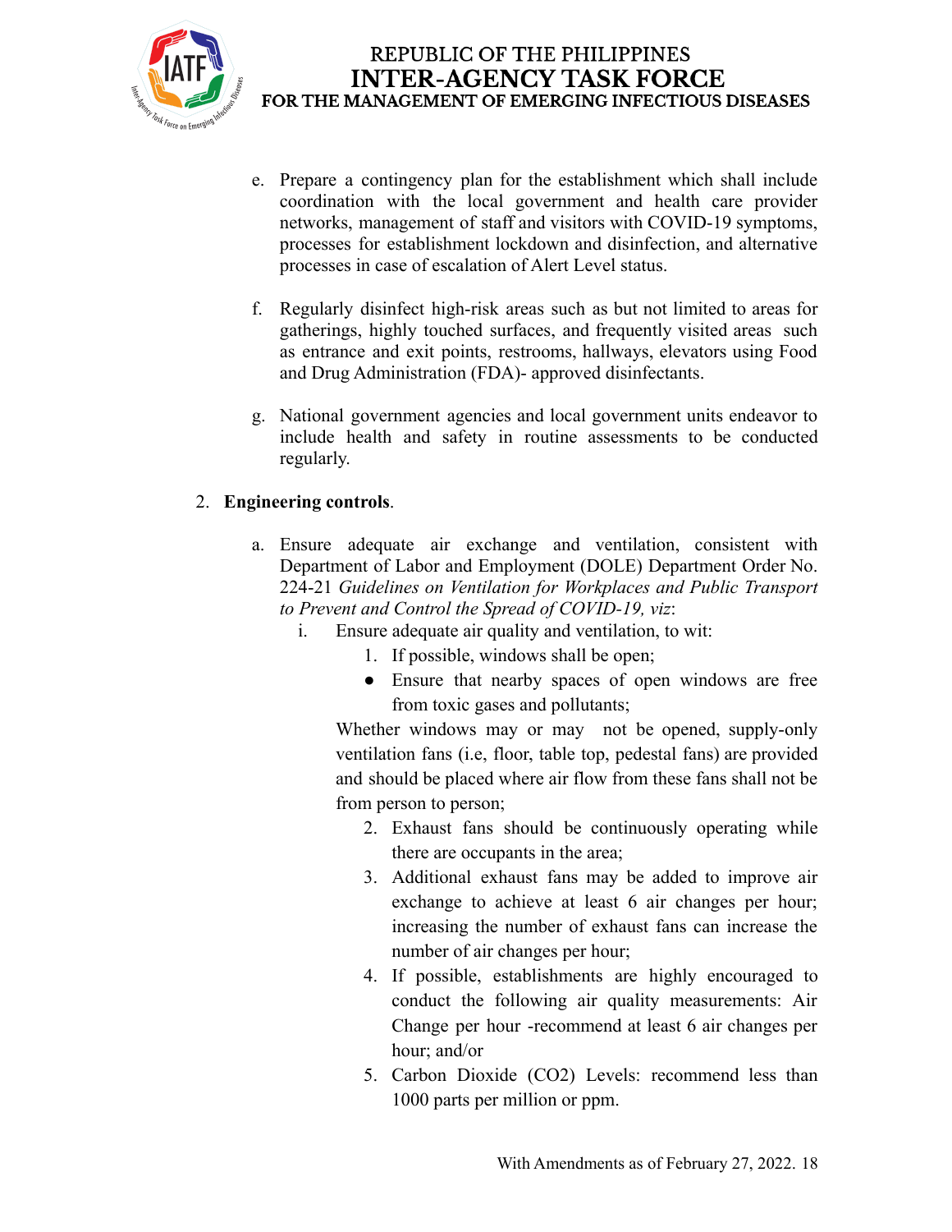e. Prepare a contingency plan for the establishment which shall include coordination with the local government and health care provider networks, management of staff and visitors with COVID-19 symptoms, processes for establishment lockdown and disinfection, and alternative processes in case of escalation of Alert Level status.

f. Regularly disinfect high-risk areas such as but not limited to areas for gatherings, highly touched surfaces, and frequently visited areas such as entrance and exit points, restrooms, hallways, elevators using Food and Drug Administration (FDA)- approved disinfectants.

g. National government agencies and local government units endeavor to include health and safety in routine assessments to be conducted regularly.

2. **Engineering controls**.

   a. Ensure adequate air exchange and ventilation, consistent with Department of Labor and Employment (DOLE) Department Order No. 224-21 *Guidelines on Ventilation for Workplaces and Public Transport to Prevent and Control the Spread of COVID-19, viz*:

      i. Ensure adequate air quality and ventilation, to wit:

         1. If possible, windows shall be open;
            - Ensure that nearby spaces of open windows are free from toxic gases and pollutants;

         Whether windows may or may not be opened, supply-only ventilation fans (i.e, floor, table top, pedestal fans) are provided and should be placed where air flow from these fans shall not be from person to person;

         2. Exhaust fans should be continuously operating while there are occupants in the area;
         3. Additional exhaust fans may be added to improve air exchange to achieve at least 6 air changes per hour; increasing the number of exhaust fans can increase the number of air changes per hour;
         4. If possible, establishments are highly encouraged to conduct the following air quality measurements: Air Change per hour -recommend at least 6 air changes per hour; and/or
         5. Carbon Dioxide ($CO_2$) Levels: recommend less than 1000 parts per million or ppm.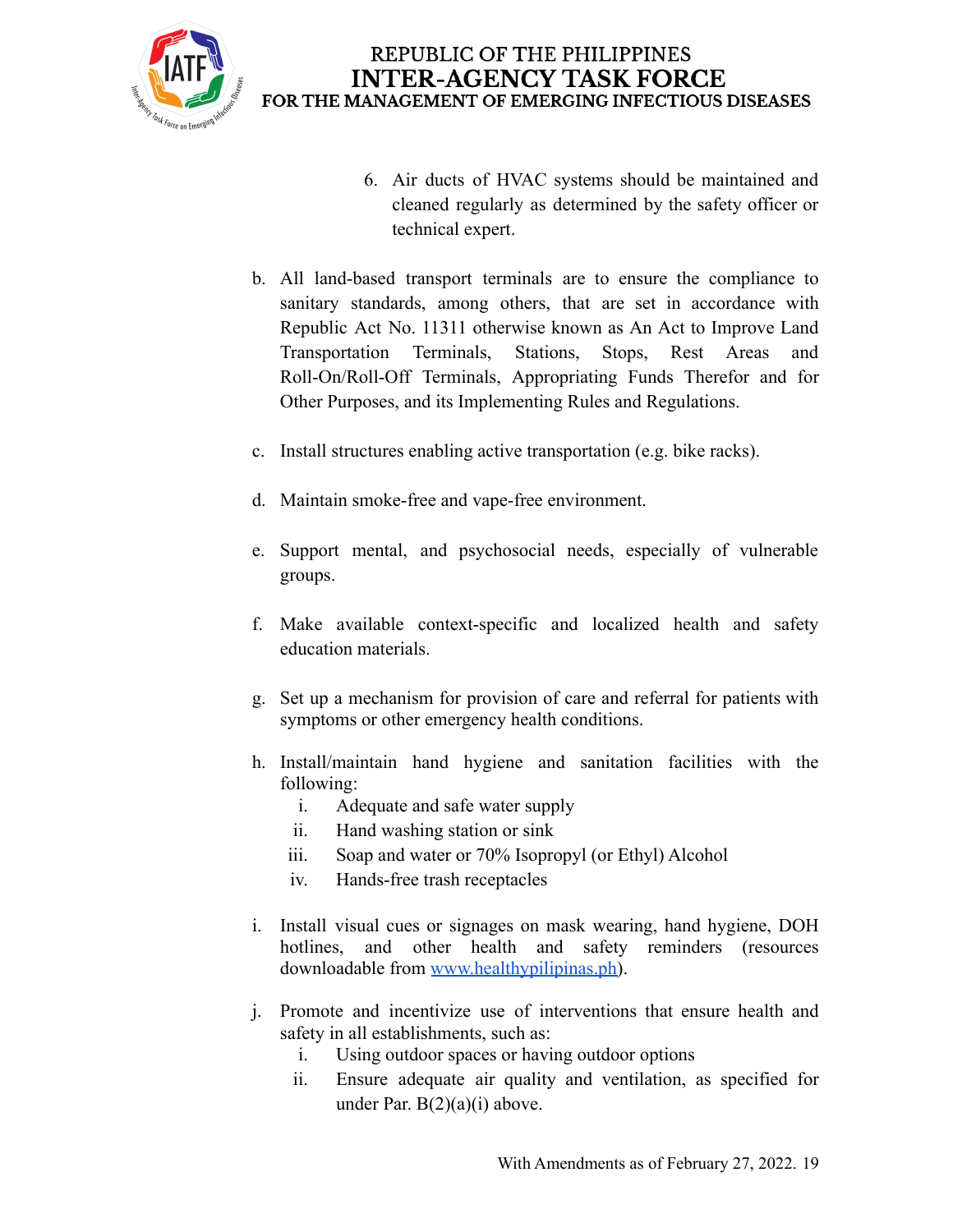6. Air ducts of HVAC systems should be maintained and cleaned regularly as determined by the safety officer or technical expert.

b. All land-based transport terminals are to ensure the compliance to sanitary standards, among others, that are set in accordance with Republic Act No. 11311 otherwise known as An Act to Improve Land Transportation Terminals, Stations, Stops, Rest Areas and Roll-On/Roll-Off Terminals, Appropriating Funds Therefor and for Other Purposes, and its Implementing Rules and Regulations.

c. Install structures enabling active transportation (e.g. bike racks).

d. Maintain smoke-free and vape-free environment.

e. Support mental, and psychosocial needs, especially of vulnerable groups.

f. Make available context-specific and localized health and safety education materials.

g. Set up a mechanism for provision of care and referral for patients with symptoms or other emergency health conditions.

h. Install/maintain hand hygiene and sanitation facilities with the following:
   i. Adequate and safe water supply
   ii. Hand washing station or sink
   iii. Soap and water or 70% Isopropyl (or Ethyl) Alcohol
   iv. Hands-free trash receptacles

i. Install visual cues or signages on mask wearing, hand hygiene, DOH hotlines, and other health and safety reminders (resources downloadable from [www.healthypilipinas.ph](http://www.healthypilipinas.ph)).

j. Promote and incentivize use of interventions that ensure health and safety in all establishments, such as:
   i. Using outdoor spaces or having outdoor options
   ii. Ensure adequate air quality and ventilation, as specified for under Par. B(2)(a)(i) above.

With Amendments as of February 27, 2022.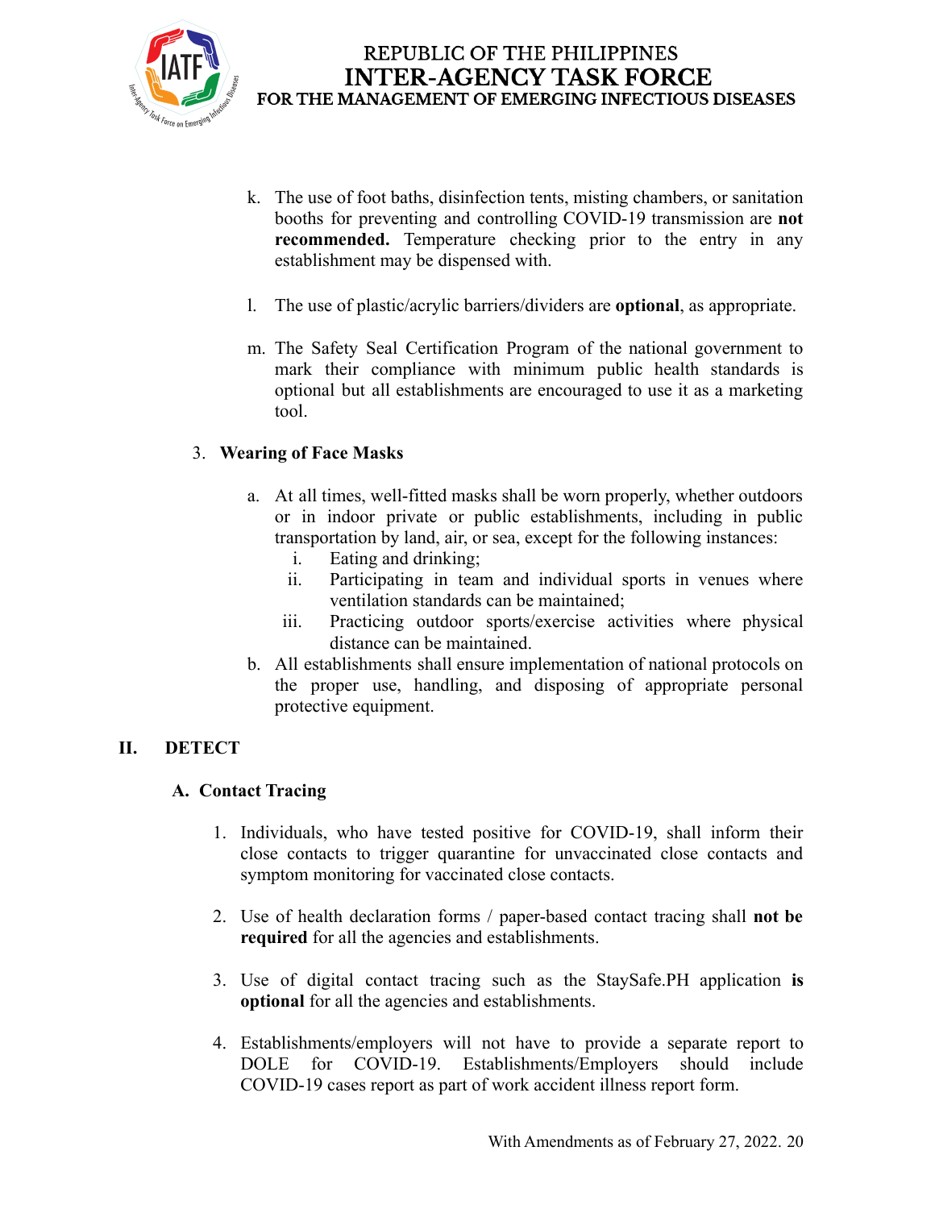k. The use of foot baths, disinfection tents, misting chambers, or sanitation booths for preventing and controlling COVID-19 transmission are **not recommended.** Temperature checking prior to the entry in any establishment may be dispensed with.

l. The use of plastic/acrylic barriers/dividers are **optional**, as appropriate.

m. The Safety Seal Certification Program of the national government to mark their compliance with minimum public health standards is optional but all establishments are encouraged to use it as a marketing tool.

3. **Wearing of Face Masks**

   a. At all times, well-fitted masks shall be worn properly, whether outdoors or in indoor private or public establishments, including in public transportation by land, air, or sea, except for the following instances:
      i. Eating and drinking;
      ii. Participating in team and individual sports in venues where ventilation standards can be maintained;
      iii. Practicing outdoor sports/exercise activities where physical distance can be maintained.

   b. All establishments shall ensure implementation of national protocols on the proper use, handling, and disposing of appropriate personal protective equipment.

## II. DETECT

### A. Contact Tracing

1. Individuals, who have tested positive for COVID-19, shall inform their close contacts to trigger quarantine for unvaccinated close contacts and symptom monitoring for vaccinated close contacts.

2. Use of health declaration forms / paper-based contact tracing shall **not be required** for all the agencies and establishments.

3. Use of digital contact tracing such as the StaySafe.PH application **is optional** for all the agencies and establishments.

4. Establishments/employers will not have to provide a separate report to DOLE for COVID-19. Establishments/Employers should include COVID-19 cases report as part of work accident illness report form.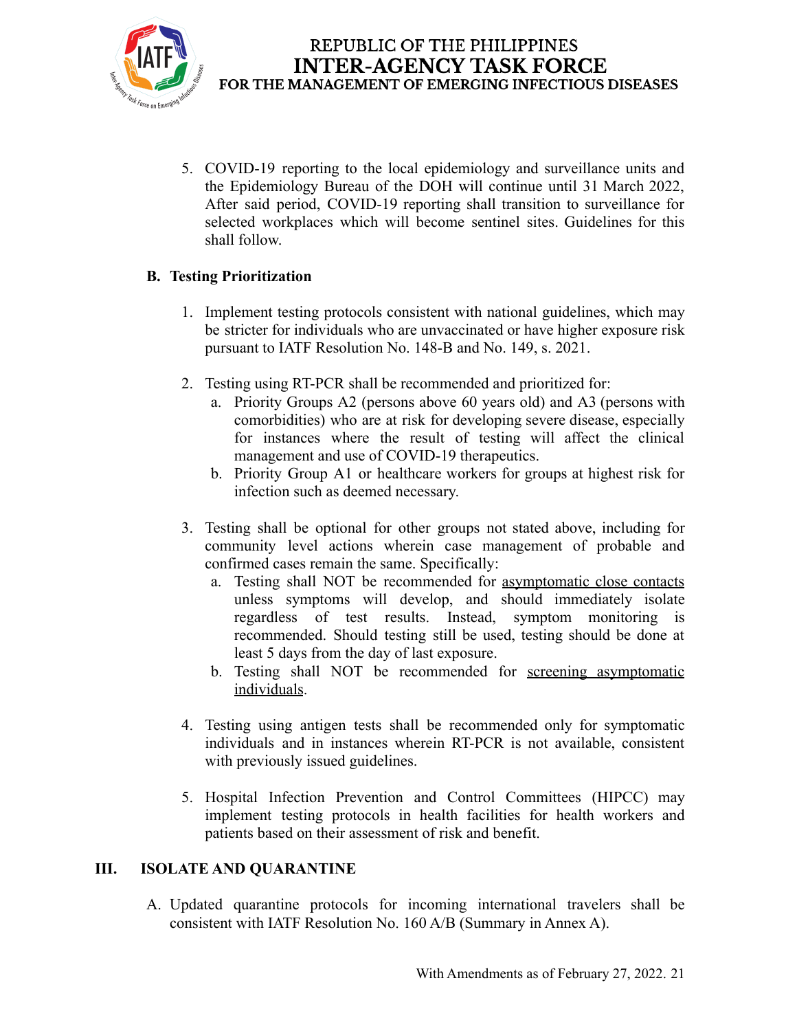5. COVID-19 reporting to the local epidemiology and surveillance units and the Epidemiology Bureau of the DOH will continue until 31 March 2022, After said period, COVID-19 reporting shall transition to surveillance for selected workplaces which will become sentinel sites. Guidelines for this shall follow.

### B. Testing Prioritization

1. Implement testing protocols consistent with national guidelines, which may be stricter for individuals who are unvaccinated or have higher exposure risk pursuant to IATF Resolution No. 148-B and No. 149, s. 2021.

2. Testing using RT-PCR shall be recommended and prioritized for:
   a. Priority Groups A2 (persons above 60 years old) and A3 (persons with comorbidities) who are at risk for developing severe disease, especially for instances where the result of testing will affect the clinical management and use of COVID-19 therapeutics.
   b. Priority Group A1 or healthcare workers for groups at highest risk for infection such as deemed necessary.

3. Testing shall be optional for other groups not stated above, including for community level actions wherein case management of probable and confirmed cases remain the same. Specifically:
   a. Testing shall NOT be recommended for <u>asymptomatic close contacts</u> unless symptoms will develop, and should immediately isolate regardless of test results. Instead, symptom monitoring is recommended. Should testing still be used, testing should be done at least 5 days from the day of last exposure.
   b. Testing shall NOT be recommended for <u>screening asymptomatic individuals</u>.

4. Testing using antigen tests shall be recommended only for symptomatic individuals and in instances wherein RT-PCR is not available, consistent with previously issued guidelines.

5. Hospital Infection Prevention and Control Committees (HIPCC) may implement testing protocols in health facilities for health workers and patients based on their assessment of risk and benefit.

## III. ISOLATE AND QUARANTINE

A. Updated quarantine protocols for incoming international travelers shall be consistent with IATF Resolution No. 160 A/B (Summary in Annex A).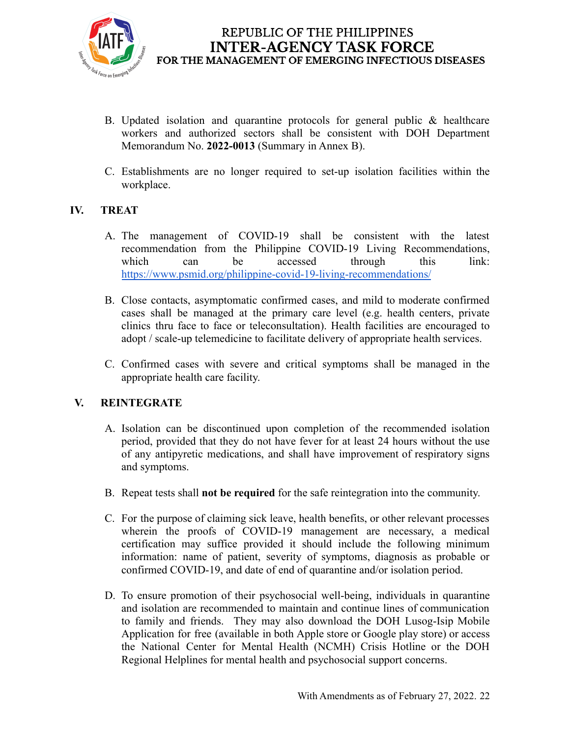B. Updated isolation and quarantine protocols for general public & healthcare workers and authorized sectors shall be consistent with DOH Department Memorandum No. **2022-0013** (Summary in Annex B).

C. Establishments are no longer required to set-up isolation facilities within the workplace.

## IV. TREAT

A. The management of COVID-19 shall be consistent with the latest recommendation from the Philippine COVID-19 Living Recommendations, which can be accessed through this link: [https://www.psmid.org/philippine-covid-19-living-recommendations/](https://www.psmid.org/philippine-covid-19-living-recommendations/)

B. Close contacts, asymptomatic confirmed cases, and mild to moderate confirmed cases shall be managed at the primary care level (e.g. health centers, private clinics thru face to face or teleconsultation). Health facilities are encouraged to adopt / scale-up telemedicine to facilitate delivery of appropriate health services.

C. Confirmed cases with severe and critical symptoms shall be managed in the appropriate health care facility.

## V. REINTEGRATE

A. Isolation can be discontinued upon completion of the recommended isolation period, provided that they do not have fever for at least 24 hours without the use of any antipyretic medications, and shall have improvement of respiratory signs and symptoms.

B. Repeat tests shall **not be required** for the safe reintegration into the community.

C. For the purpose of claiming sick leave, health benefits, or other relevant processes wherein the proofs of COVID-19 management are necessary, a medical certification may suffice provided it should include the following minimum information: name of patient, severity of symptoms, diagnosis as probable or confirmed COVID-19, and date of end of quarantine and/or isolation period.

D. To ensure promotion of their psychosocial well-being, individuals in quarantine and isolation are recommended to maintain and continue lines of communication to family and friends. They may also download the DOH Lusog-Isip Mobile Application for free (available in both Apple store or Google play store) or access the National Center for Mental Health (NCMH) Crisis Hotline or the DOH Regional Helplines for mental health and psychosocial support concerns.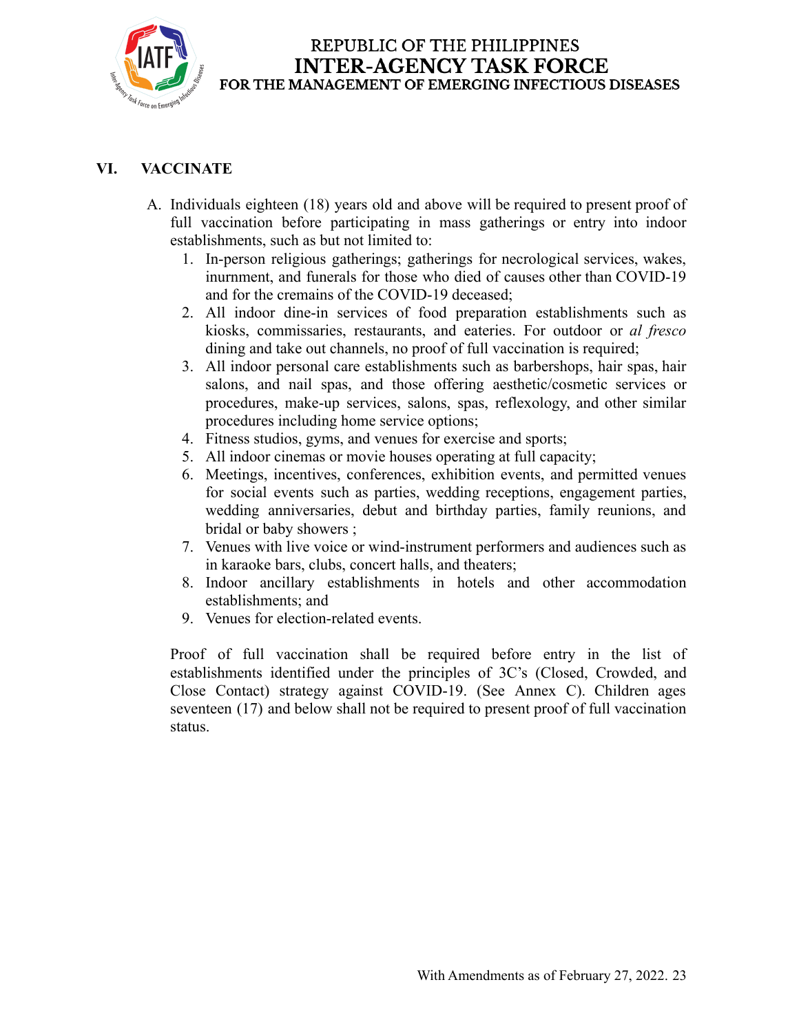## VI. VACCINATE

A. Individuals eighteen (18) years old and above will be required to present proof of full vaccination before participating in mass gatherings or entry into indoor establishments, such as but not limited to:

1. In-person religious gatherings; gatherings for necrological services, wakes, inurnment, and funerals for those who died of causes other than COVID-19 and for the cremains of the COVID-19 deceased;
2. All indoor dine-in services of food preparation establishments such as kiosks, commissaries, restaurants, and eateries. For outdoor or *al fresco* dining and take out channels, no proof of full vaccination is required;
3. All indoor personal care establishments such as barbershops, hair spas, hair salons, and nail spas, and those offering aesthetic/cosmetic services or procedures, make-up services, salons, spas, reflexology, and other similar procedures including home service options;
4. Fitness studios, gyms, and venues for exercise and sports;
5. All indoor cinemas or movie houses operating at full capacity;
6. Meetings, incentives, conferences, exhibition events, and permitted venues for social events such as parties, wedding receptions, engagement parties, wedding anniversaries, debut and birthday parties, family reunions, and bridal or baby showers ;
7. Venues with live voice or wind-instrument performers and audiences such as in karaoke bars, clubs, concert halls, and theaters;
8. Indoor ancillary establishments in hotels and other accommodation establishments; and
9. Venues for election-related events.

Proof of full vaccination shall be required before entry in the list of establishments identified under the principles of 3C's (Closed, Crowded, and Close Contact) strategy against COVID-19. (See Annex C). Children ages seventeen (17) and below shall not be required to present proof of full vaccination status.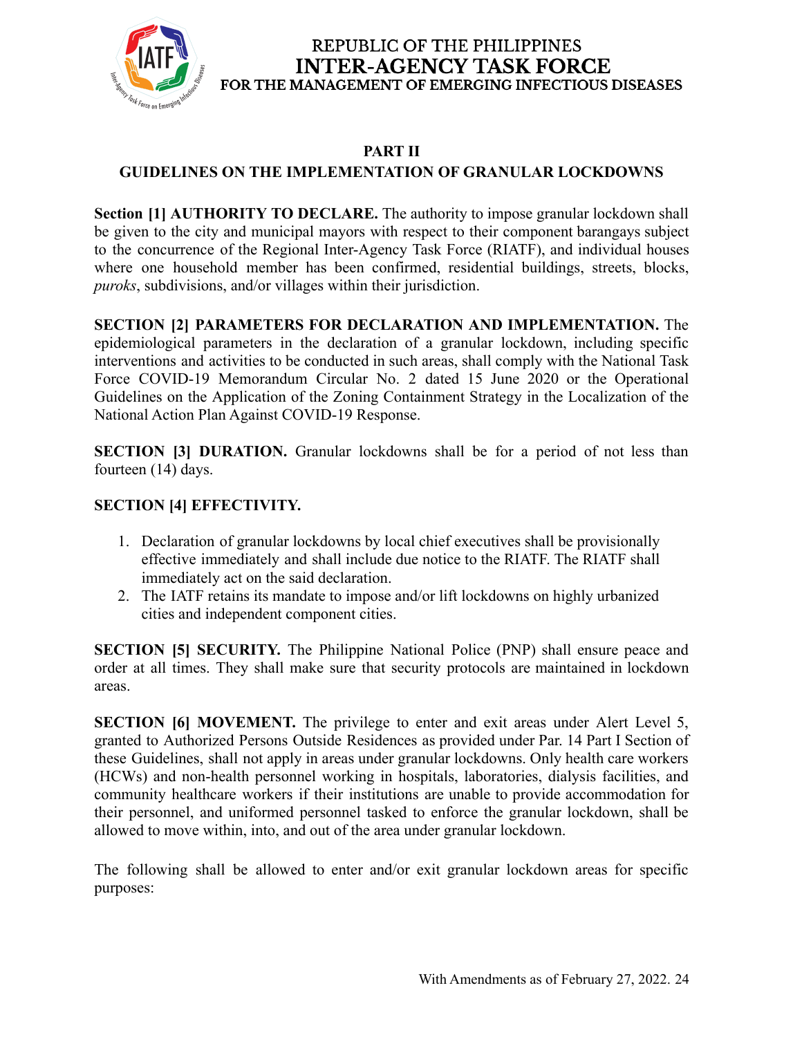## PART II

## GUIDELINES ON THE IMPLEMENTATION OF GRANULAR LOCKDOWNS

**Section [1] AUTHORITY TO DECLARE.** The authority to impose granular lockdown shall be given to the city and municipal mayors with respect to their component barangays subject to the concurrence of the Regional Inter-Agency Task Force (RIATF), and individual houses where one household member has been confirmed, residential buildings, streets, blocks, *puroks*, subdivisions, and/or villages within their jurisdiction.

**SECTION [2] PARAMETERS FOR DECLARATION AND IMPLEMENTATION.** The epidemiological parameters in the declaration of a granular lockdown, including specific interventions and activities to be conducted in such areas, shall comply with the National Task Force COVID-19 Memorandum Circular No. 2 dated 15 June 2020 or the Operational Guidelines on the Application of the Zoning Containment Strategy in the Localization of the National Action Plan Against COVID-19 Response.

**SECTION [3] DURATION.** Granular lockdowns shall be for a period of not less than fourteen (14) days.

**SECTION [4] EFFECTIVITY.**

1. Declaration of granular lockdowns by local chief executives shall be provisionally effective immediately and shall include due notice to the RIATF. The RIATF shall immediately act on the said declaration.
2. The IATF retains its mandate to impose and/or lift lockdowns on highly urbanized cities and independent component cities.

**SECTION [5] SECURITY.** The Philippine National Police (PNP) shall ensure peace and order at all times. They shall make sure that security protocols are maintained in lockdown areas.

**SECTION [6] MOVEMENT.** The privilege to enter and exit areas under Alert Level 5, granted to Authorized Persons Outside Residences as provided under Par. 14 Part I Section of these Guidelines, shall not apply in areas under granular lockdowns. Only health care workers (HCWs) and non-health personnel working in hospitals, laboratories, dialysis facilities, and community healthcare workers if their institutions are unable to provide accommodation for their personnel, and uniformed personnel tasked to enforce the granular lockdown, shall be allowed to move within, into, and out of the area under granular lockdown.

The following shall be allowed to enter and/or exit granular lockdown areas for specific purposes: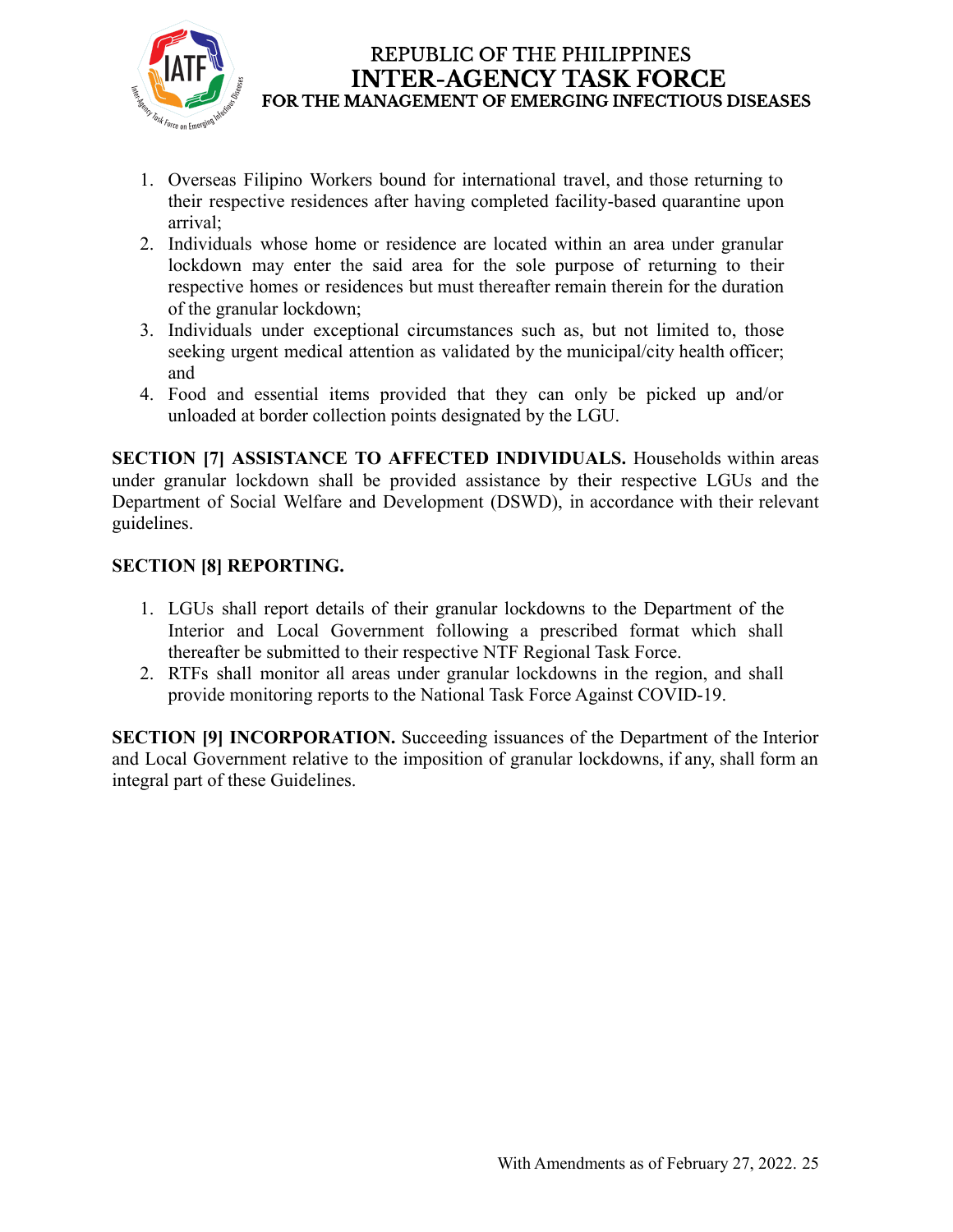1. Overseas Filipino Workers bound for international travel, and those returning to their respective residences after having completed facility-based quarantine upon arrival;
2. Individuals whose home or residence are located within an area under granular lockdown may enter the said area for the sole purpose of returning to their respective homes or residences but must thereafter remain therein for the duration of the granular lockdown;
3. Individuals under exceptional circumstances such as, but not limited to, those seeking urgent medical attention as validated by the municipal/city health officer; and
4. Food and essential items provided that they can only be picked up and/or unloaded at border collection points designated by the LGU.

**SECTION [7] ASSISTANCE TO AFFECTED INDIVIDUALS.** Households within areas under granular lockdown shall be provided assistance by their respective LGUs and the Department of Social Welfare and Development (DSWD), in accordance with their relevant guidelines.

**SECTION [8] REPORTING.**

1. LGUs shall report details of their granular lockdowns to the Department of the Interior and Local Government following a prescribed format which shall thereafter be submitted to their respective NTF Regional Task Force.
2. RTFs shall monitor all areas under granular lockdowns in the region, and shall provide monitoring reports to the National Task Force Against COVID-19.

**SECTION [9] INCORPORATION.** Succeeding issuances of the Department of the Interior and Local Government relative to the imposition of granular lockdowns, if any, shall form an integral part of these Guidelines.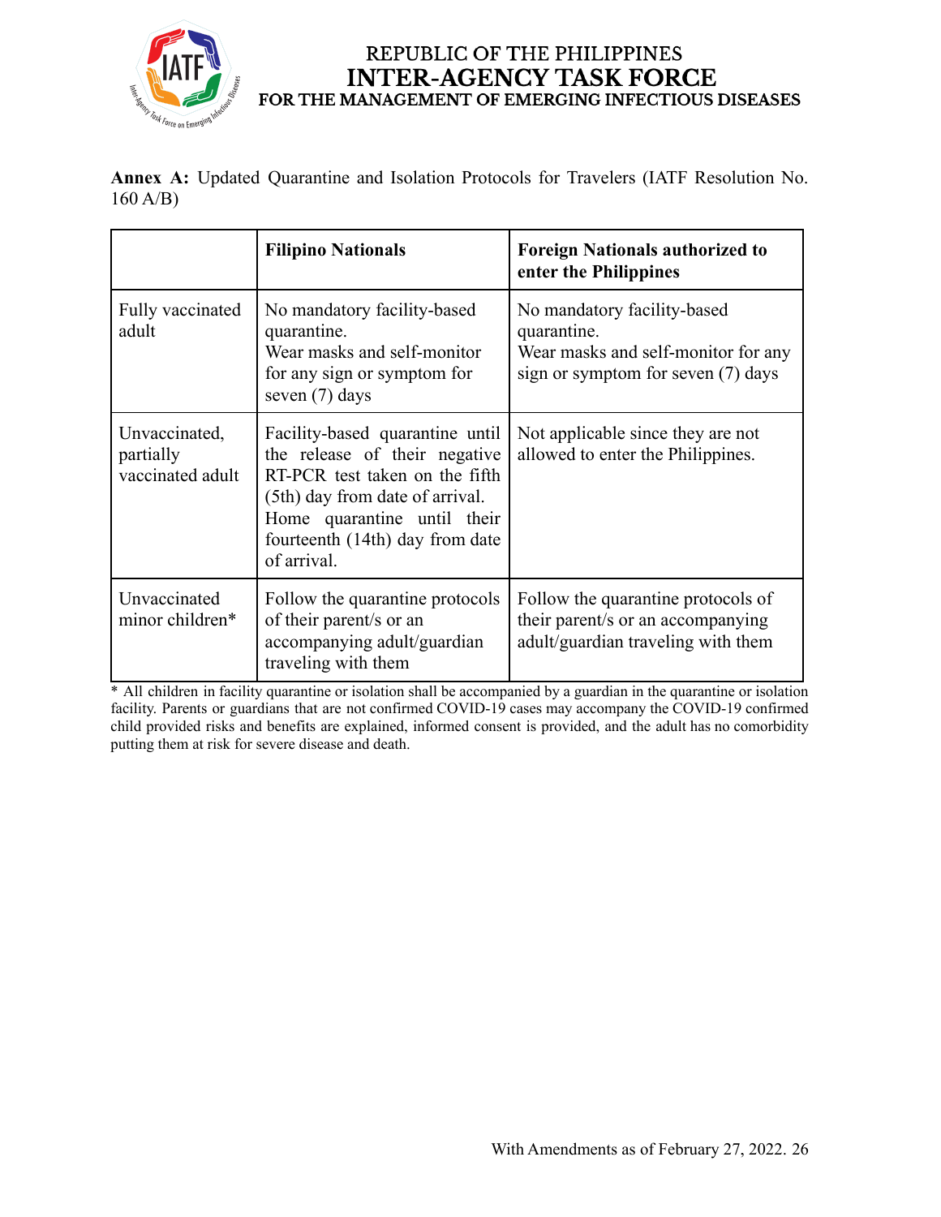REPUBLIC OF THE PHILIPPINES
**INTER-AGENCY TASK FORCE**
**FOR THE MANAGEMENT OF EMERGING INFECTIOUS DISEASES**

**Annex A:** Updated Quarantine and Isolation Protocols for Travelers (IATF Resolution No. 160 A/B)

| | **Filipino Nationals** | **Foreign Nationals authorized to enter the Philippines** |
|---|---|---|
| Fully vaccinated adult | No mandatory facility-based quarantine.<br>Wear masks and self-monitor for any sign or symptom for seven (7) days | No mandatory facility-based quarantine.<br>Wear masks and self-monitor for any sign or symptom for seven (7) days |
| Unvaccinated, partially vaccinated adult | Facility-based quarantine until the release of their negative RT-PCR test taken on the fifth (5th) day from date of arrival.<br>Home quarantine until their fourteenth (14th) day from date of arrival. | Not applicable since they are not allowed to enter the Philippines. |
| Unvaccinated minor children* | Follow the quarantine protocols of their parent/s or an accompanying adult/guardian traveling with them | Follow the quarantine protocols of their parent/s or an accompanying adult/guardian traveling with them |

* All children in facility quarantine or isolation shall be accompanied by a guardian in the quarantine or isolation facility. Parents or guardians that are not confirmed COVID-19 cases may accompany the COVID-19 confirmed child provided risks and benefits are explained, informed consent is provided, and the adult has no comorbidity putting them at risk for severe disease and death.

With Amendments as of February 27, 2022.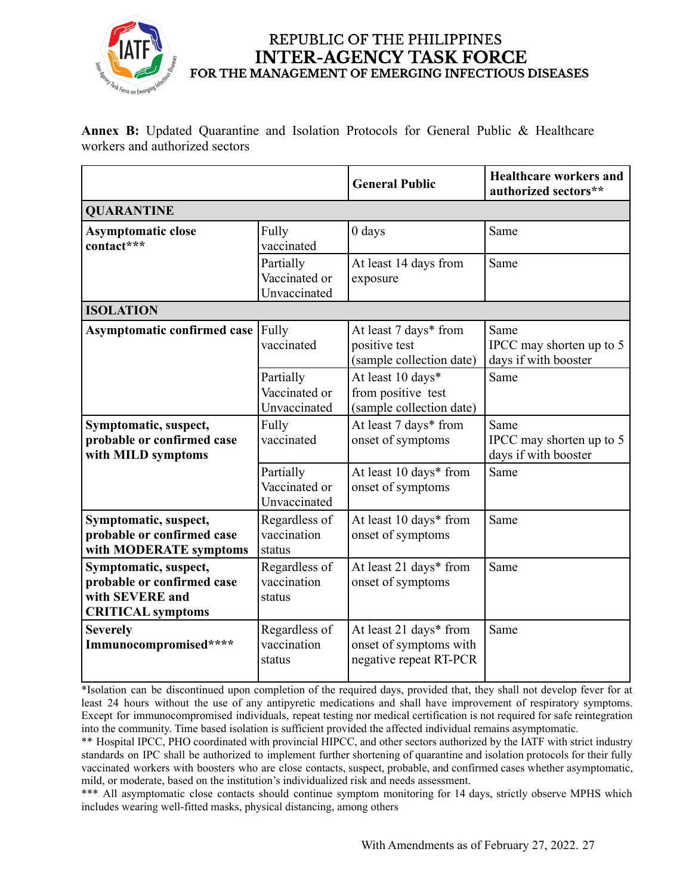REPUBLIC OF THE PHILIPPINES
**INTER-AGENCY TASK FORCE**
**FOR THE MANAGEMENT OF EMERGING INFECTIOUS DISEASES**

**Annex B:** Updated Quarantine and Isolation Protocols for General Public & Healthcare workers and authorized sectors

| | | **General Public** | **Healthcare workers and authorized sectors**** |
|---|---|---|---|
| **QUARANTINE** | | | |
| **Asymptomatic close contact***** | Fully vaccinated | 0 days | Same |
| | Partially Vaccinated or Unvaccinated | At least 14 days from exposure | Same |
| **ISOLATION** | | | |
| **Asymptomatic confirmed case** | Fully vaccinated | At least 7 days* from positive test (sample collection date) | Same IPCC may shorten up to 5 days if with booster |
| | Partially Vaccinated or Unvaccinated | At least 10 days* from positive test (sample collection date) | Same |
| **Symptomatic, suspect, probable or confirmed case with MILD symptoms** | Fully vaccinated | At least 7 days* from onset of symptoms | Same IPCC may shorten up to 5 days if with booster |
| | Partially Vaccinated or Unvaccinated | At least 10 days* from onset of symptoms | Same |
| **Symptomatic, suspect, probable or confirmed case with MODERATE symptoms** | Regardless of vaccination status | At least 10 days* from onset of symptoms | Same |
| **Symptomatic, suspect, probable or confirmed case with SEVERE and CRITICAL symptoms** | Regardless of vaccination status | At least 21 days* from onset of symptoms | Same |
| **Severely Immunocompromised****** | Regardless of vaccination status | At least 21 days* from onset of symptoms with negative repeat RT-PCR | Same |

*Isolation can be discontinued upon completion of the required days, provided that, they shall not develop fever for at least 24 hours without the use of any antipyretic medications and shall have improvement of respiratory symptoms. Except for immunocompromised individuals, repeat testing nor medical certification is not required for safe reintegration into the community. Time based isolation is sufficient provided the affected individual remains asymptomatic.

** Hospital IPCC, PHO coordinated with provincial HIPCC, and other sectors authorized by the IATF with strict industry standards on IPC shall be authorized to implement further shortening of quarantine and isolation protocols for their fully vaccinated workers with boosters who are close contacts, suspect, probable, and confirmed cases whether asymptomatic, mild, or moderate, based on the institution's individualized risk and needs assessment.

*** All asymptomatic close contacts should continue symptom monitoring for 14 days, strictly observe MPHS which includes wearing well-fitted masks, physical distancing, among others

With Amendments as of February 27, 2022.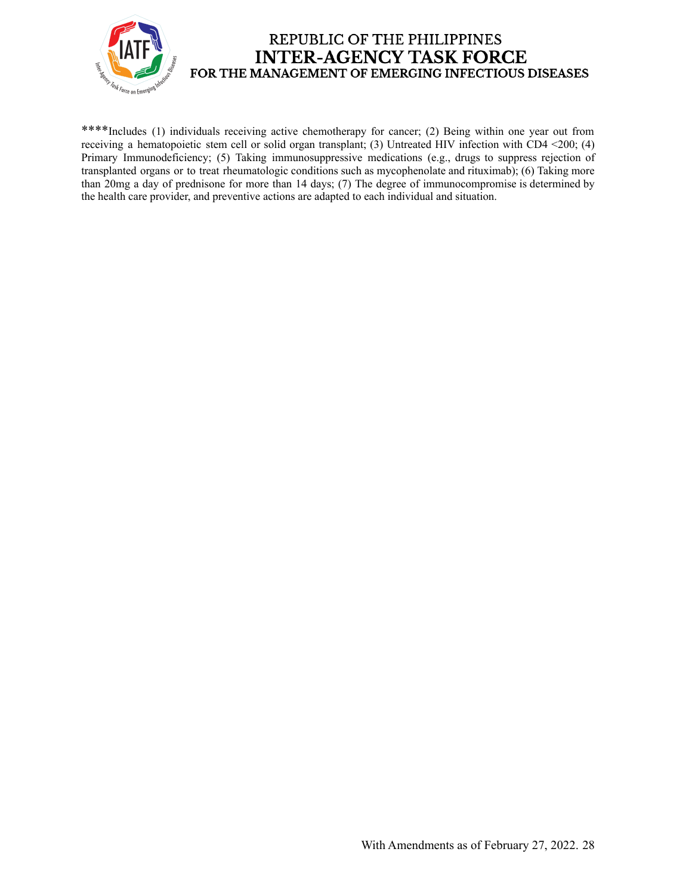****Includes (1) individuals receiving active chemotherapy for cancer; (2) Being within one year out from receiving a hematopoietic stem cell or solid organ transplant; (3) Untreated HIV infection with CD4 <200; (4) Primary Immunodeficiency; (5) Taking immunosuppressive medications (e.g., drugs to suppress rejection of transplanted organs or to treat rheumatologic conditions such as mycophenolate and rituximab); (6) Taking more than 20mg a day of prednisone for more than 14 days; (7) The degree of immunocompromise is determined by the health care provider, and preventive actions are adapted to each individual and situation.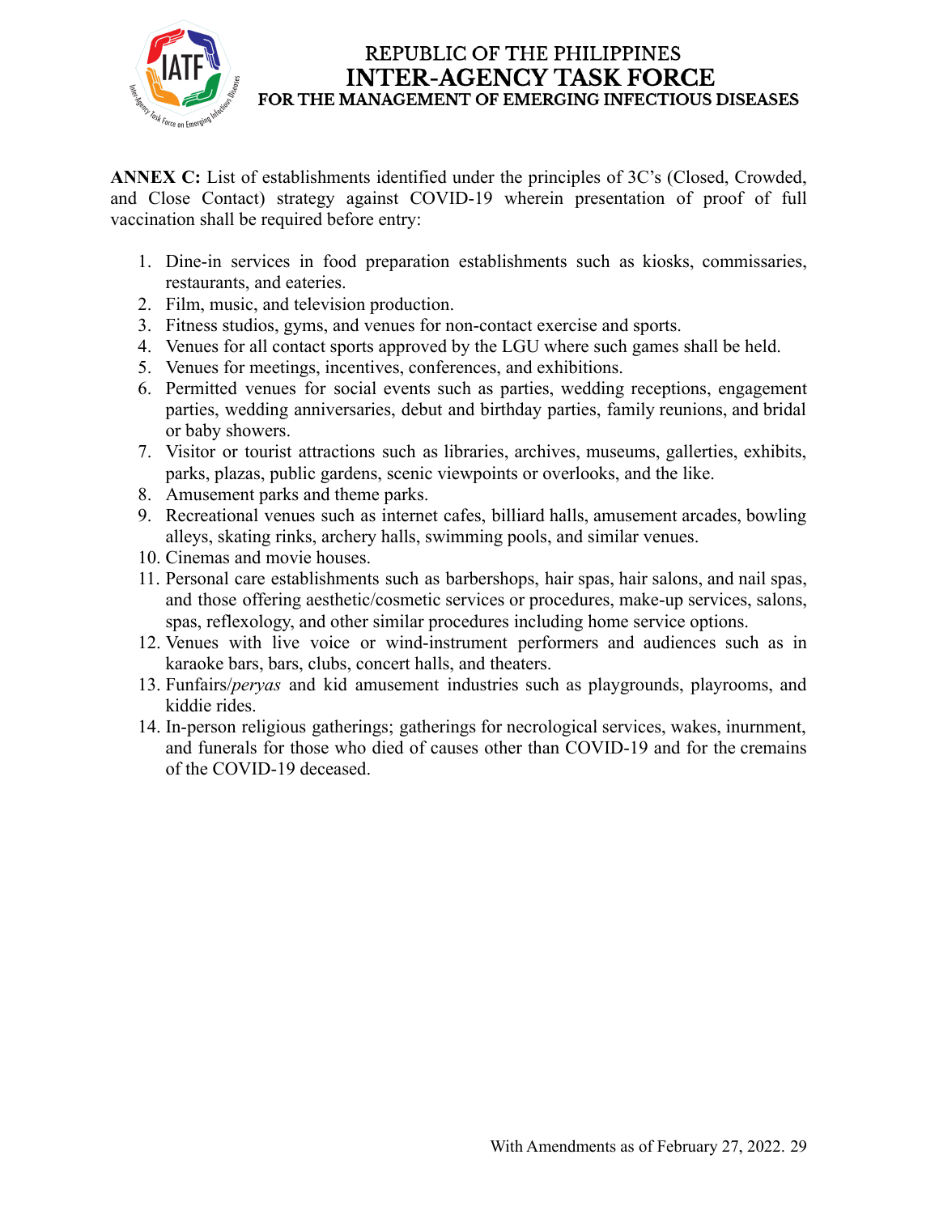REPUBLIC OF THE PHILIPPINES
**INTER-AGENCY TASK FORCE**
**FOR THE MANAGEMENT OF EMERGING INFECTIOUS DISEASES**

**ANNEX C:** List of establishments identified under the principles of 3C's (Closed, Crowded, and Close Contact) strategy against COVID-19 wherein presentation of proof of full vaccination shall be required before entry:

1. Dine-in services in food preparation establishments such as kiosks, commissaries, restaurants, and eateries.
2. Film, music, and television production.
3. Fitness studios, gyms, and venues for non-contact exercise and sports.
4. Venues for all contact sports approved by the LGU where such games shall be held.
5. Venues for meetings, incentives, conferences, and exhibitions.
6. Permitted venues for social events such as parties, wedding receptions, engagement parties, wedding anniversaries, debut and birthday parties, family reunions, and bridal or baby showers.
7. Visitor or tourist attractions such as libraries, archives, museums, gallerties, exhibits, parks, plazas, public gardens, scenic viewpoints or overlooks, and the like.
8. Amusement parks and theme parks.
9. Recreational venues such as internet cafes, billiard halls, amusement arcades, bowling alleys, skating rinks, archery halls, swimming pools, and similar venues.
10. Cinemas and movie houses.
11. Personal care establishments such as barbershops, hair spas, hair salons, and nail spas, and those offering aesthetic/cosmetic services or procedures, make-up services, salons, spas, reflexology, and other similar procedures including home service options.
12. Venues with live voice or wind-instrument performers and audiences such as in karaoke bars, bars, clubs, concert halls, and theaters.
13. Funfairs/*peryas* and kid amusement industries such as playgrounds, playrooms, and kiddie rides.
14. In-person religious gatherings; gatherings for necrological services, wakes, inurnment, and funerals for those who died of causes other than COVID-19 and for the cremains of the COVID-19 deceased.